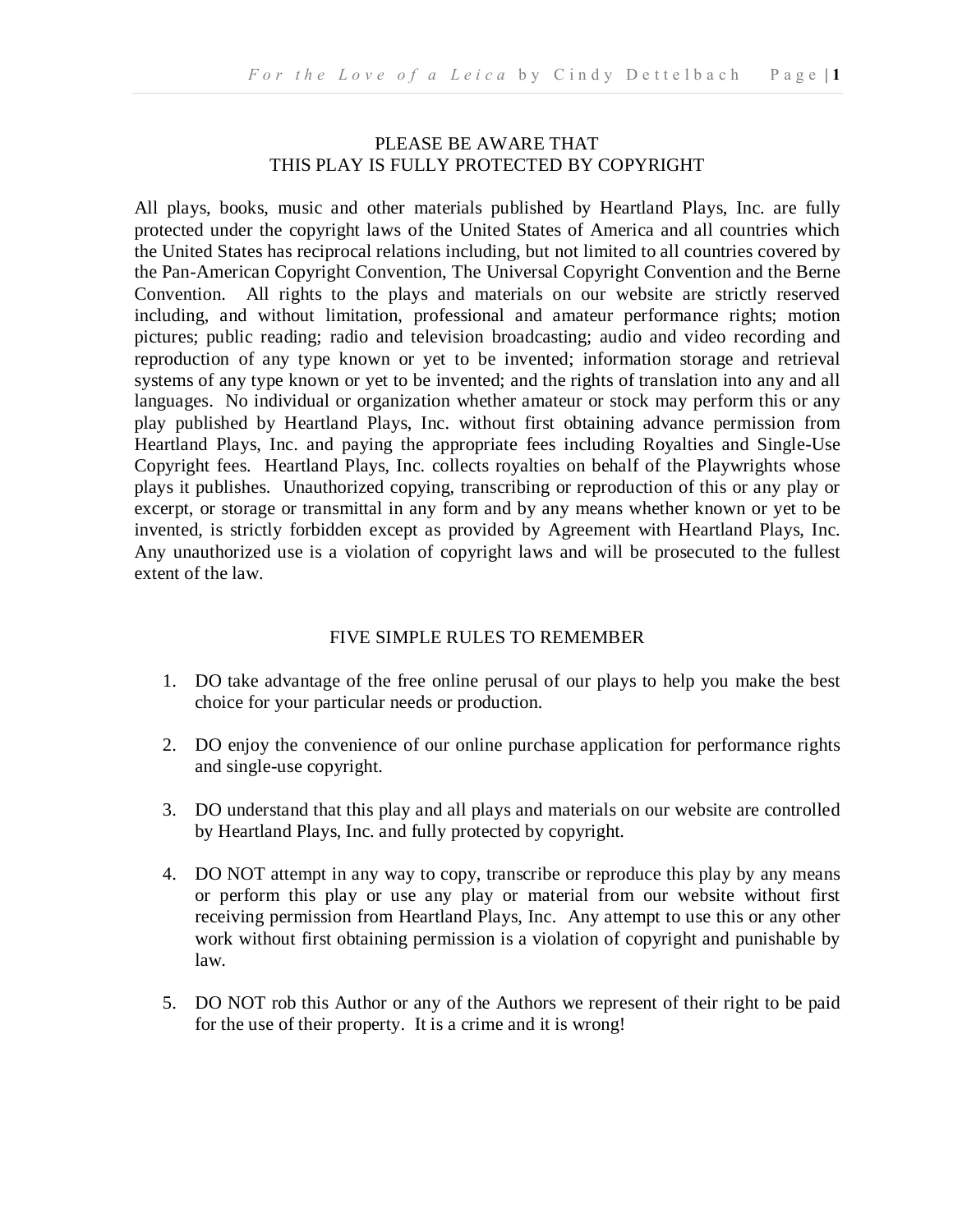PLEASE BE AWARE THAT
THIS PLAY IS FULLY PROTECTED BY COPYRIGHT

All plays, books, music and other materials published by Heartland Plays, Inc. are fully protected under the copyright laws of the United States of America and all countries which the United States has reciprocal relations including, but not limited to all countries covered by the Pan-American Copyright Convention, The Universal Copyright Convention and the Berne Convention. All rights to the plays and materials on our website are strictly reserved including, and without limitation, professional and amateur performance rights; motion pictures; public reading; radio and television broadcasting; audio and video recording and reproduction of any type known or yet to be invented; information storage and retrieval systems of any type known or yet to be invented; and the rights of translation into any and all languages. No individual or organization whether amateur or stock may perform this or any play published by Heartland Plays, Inc. without first obtaining advance permission from Heartland Plays, Inc. and paying the appropriate fees including Royalties and Single-Use Copyright fees. Heartland Plays, Inc. collects royalties on behalf of the Playwrights whose plays it publishes. Unauthorized copying, transcribing or reproduction of this or any play or excerpt, or storage or transmittal in any form and by any means whether known or yet to be invented, is strictly forbidden except as provided by Agreement with Heartland Plays, Inc. Any unauthorized use is a violation of copyright laws and will be prosecuted to the fullest extent of the law.

FIVE SIMPLE RULES TO REMEMBER

1. DO take advantage of the free online perusal of our plays to help you make the best choice for your particular needs or production.

2. DO enjoy the convenience of our online purchase application for performance rights and single-use copyright.

3. DO understand that this play and all plays and materials on our website are controlled by Heartland Plays, Inc. and fully protected by copyright.

4. DO NOT attempt in any way to copy, transcribe or reproduce this play by any means or perform this play or use any play or material from our website without first receiving permission from Heartland Plays, Inc. Any attempt to use this or any other work without first obtaining permission is a violation of copyright and punishable by law.

5. DO NOT rob this Author or any of the Authors we represent of their right to be paid for the use of their property. It is a crime and it is wrong!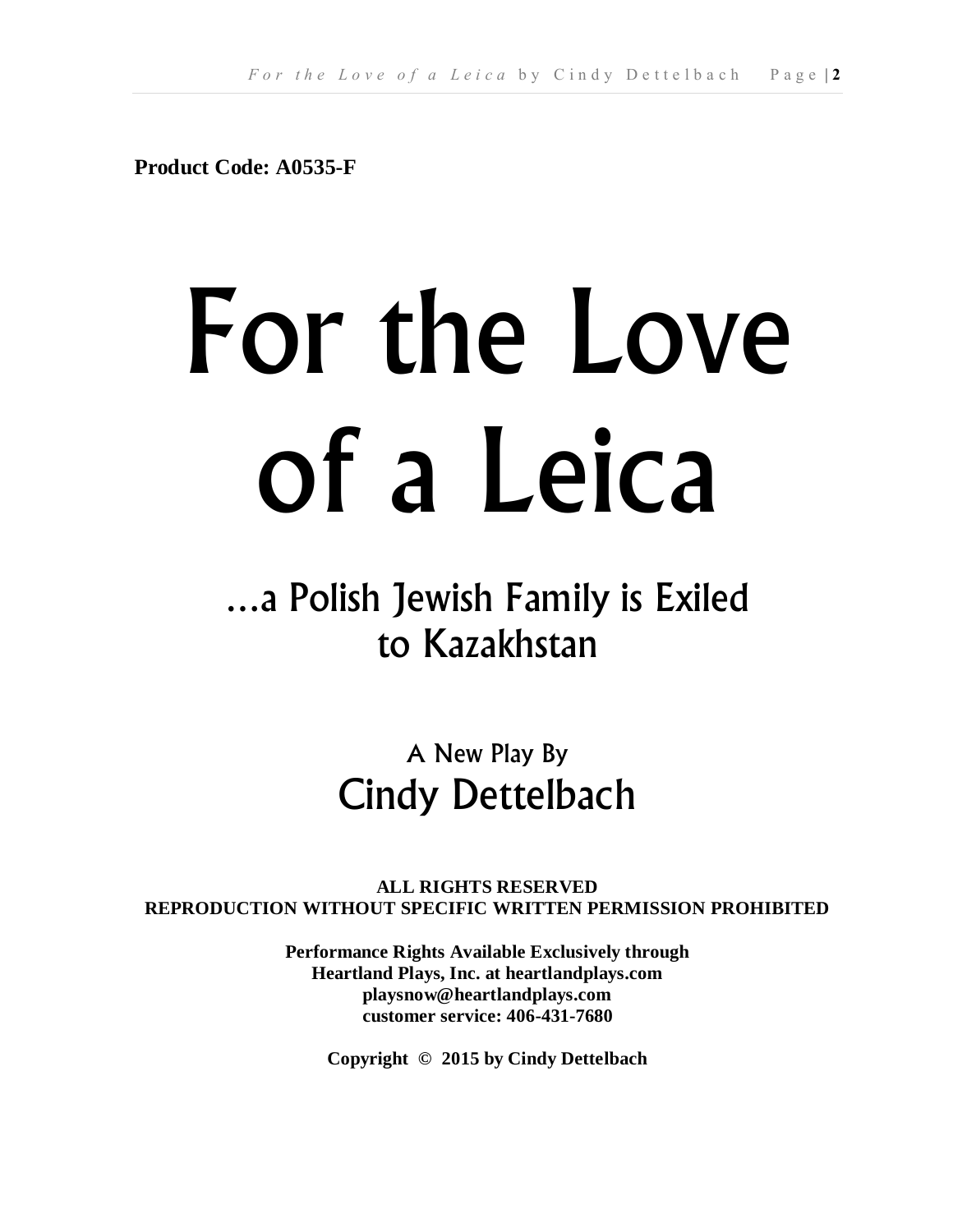**Product Code: A0535-F**

# For the Love of a Leica

## …a Polish Jewish Family is Exiled to Kazakhstan

A New Play By

### Cindy Dettelbach

**ALL RIGHTS RESERVED**
**REPRODUCTION WITHOUT SPECIFIC WRITTEN PERMISSION PROHIBITED**

**Performance Rights Available Exclusively through**
**Heartland Plays, Inc. at heartlandplays.com**
**playsnow@heartlandplays.com**
**customer service: 406-431-7680**

**Copyright © 2015 by Cindy Dettelbach**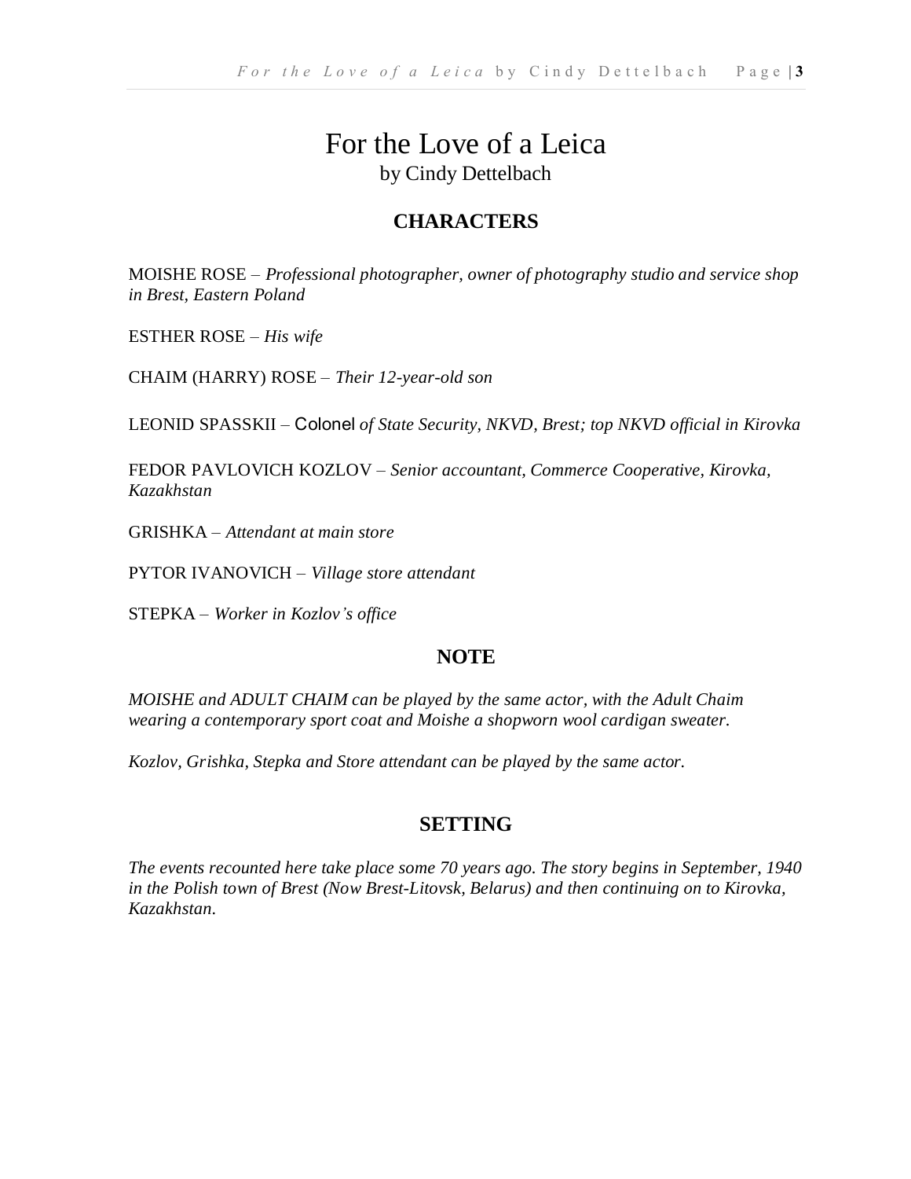# For the Love of a Leica

by Cindy Dettelbach

## CHARACTERS

MOISHE ROSE – *Professional photographer, owner of photography studio and service shop in Brest, Eastern Poland*

ESTHER ROSE – *His wife*

CHAIM (HARRY) ROSE – *Their 12-year-old son*

LEONID SPASSKII – Colonel *of State Security, NKVD, Brest; top NKVD official in Kirovka*

FEDOR PAVLOVICH KOZLOV – *Senior accountant, Commerce Cooperative, Kirovka, Kazakhstan*

GRISHKA – *Attendant at main store*

PYTOR IVANOVICH – *Village store attendant*

STEPKA – *Worker in Kozlov's office*

## NOTE

*MOISHE and ADULT CHAIM can be played by the same actor, with the Adult Chaim wearing a contemporary sport coat and Moishe a shopworn wool cardigan sweater.*

*Kozlov, Grishka, Stepka and Store attendant can be played by the same actor.*

## SETTING

*The events recounted here take place some 70 years ago. The story begins in September, 1940 in the Polish town of Brest (Now Brest-Litovsk, Belarus) and then continuing on to Kirovka, Kazakhstan.*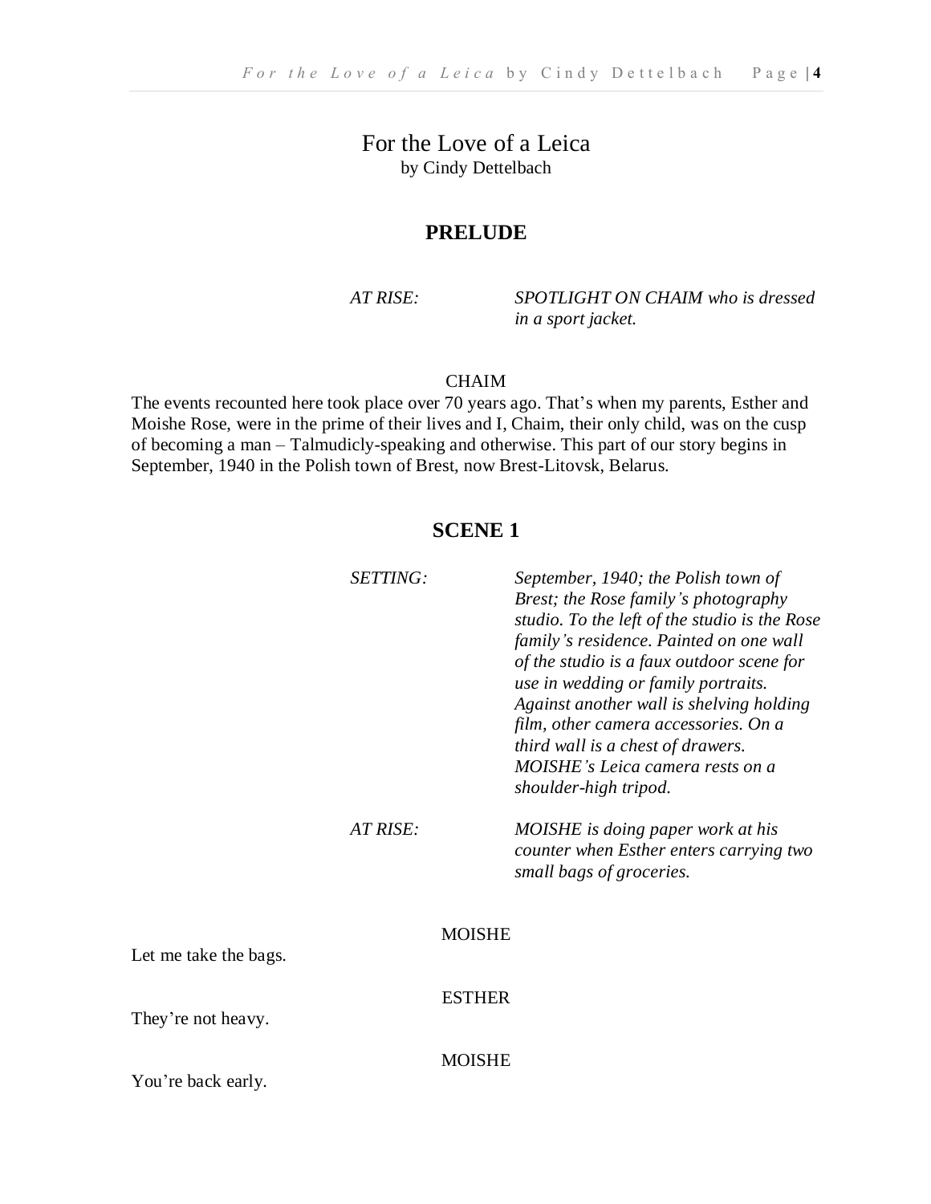# For the Love of a Leica

by Cindy Dettelbach

## PRELUDE

*AT RISE:* *SPOTLIGHT ON CHAIM who is dressed in a sport jacket.*

CHAIM

The events recounted here took place over 70 years ago. That's when my parents, Esther and Moishe Rose, were in the prime of their lives and I, Chaim, their only child, was on the cusp of becoming a man – Talmudicly-speaking and otherwise. This part of our story begins in September, 1940 in the Polish town of Brest, now Brest-Litovsk, Belarus.

## SCENE 1

*SETTING:* *September, 1940; the Polish town of Brest; the Rose family's photography studio. To the left of the studio is the Rose family's residence. Painted on one wall of the studio is a faux outdoor scene for use in wedding or family portraits. Against another wall is shelving holding film, other camera accessories. On a third wall is a chest of drawers. MOISHE's Leica camera rests on a shoulder-high tripod.*

*AT RISE:* *MOISHE is doing paper work at his counter when Esther enters carrying two small bags of groceries.*

MOISHE

Let me take the bags.

ESTHER

They're not heavy.

MOISHE

You're back early.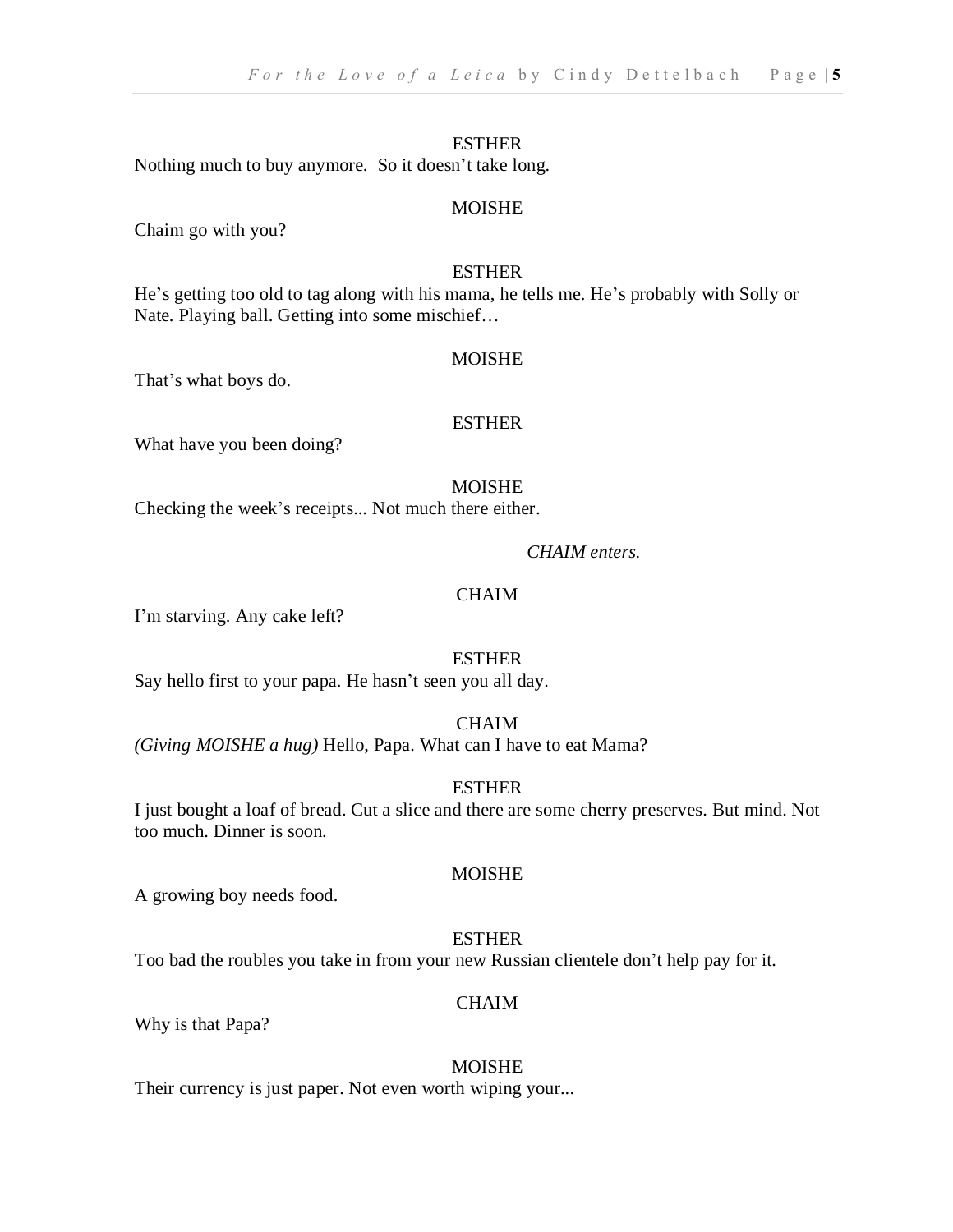ESTHER

Nothing much to buy anymore. So it doesn't take long.

MOISHE

Chaim go with you?

ESTHER

He's getting too old to tag along with his mama, he tells me. He's probably with Solly or Nate. Playing ball. Getting into some mischief…

MOISHE

That's what boys do.

ESTHER

What have you been doing?

MOISHE

Checking the week's receipts... Not much there either.

*CHAIM enters.*

CHAIM

I'm starving. Any cake left?

ESTHER

Say hello first to your papa. He hasn't seen you all day.

CHAIM

*(Giving MOISHE a hug)* Hello, Papa. What can I have to eat Mama?

ESTHER

I just bought a loaf of bread. Cut a slice and there are some cherry preserves. But mind. Not too much. Dinner is soon.

MOISHE

A growing boy needs food.

ESTHER

Too bad the roubles you take in from your new Russian clientele don't help pay for it.

CHAIM

Why is that Papa?

MOISHE

Their currency is just paper. Not even worth wiping your...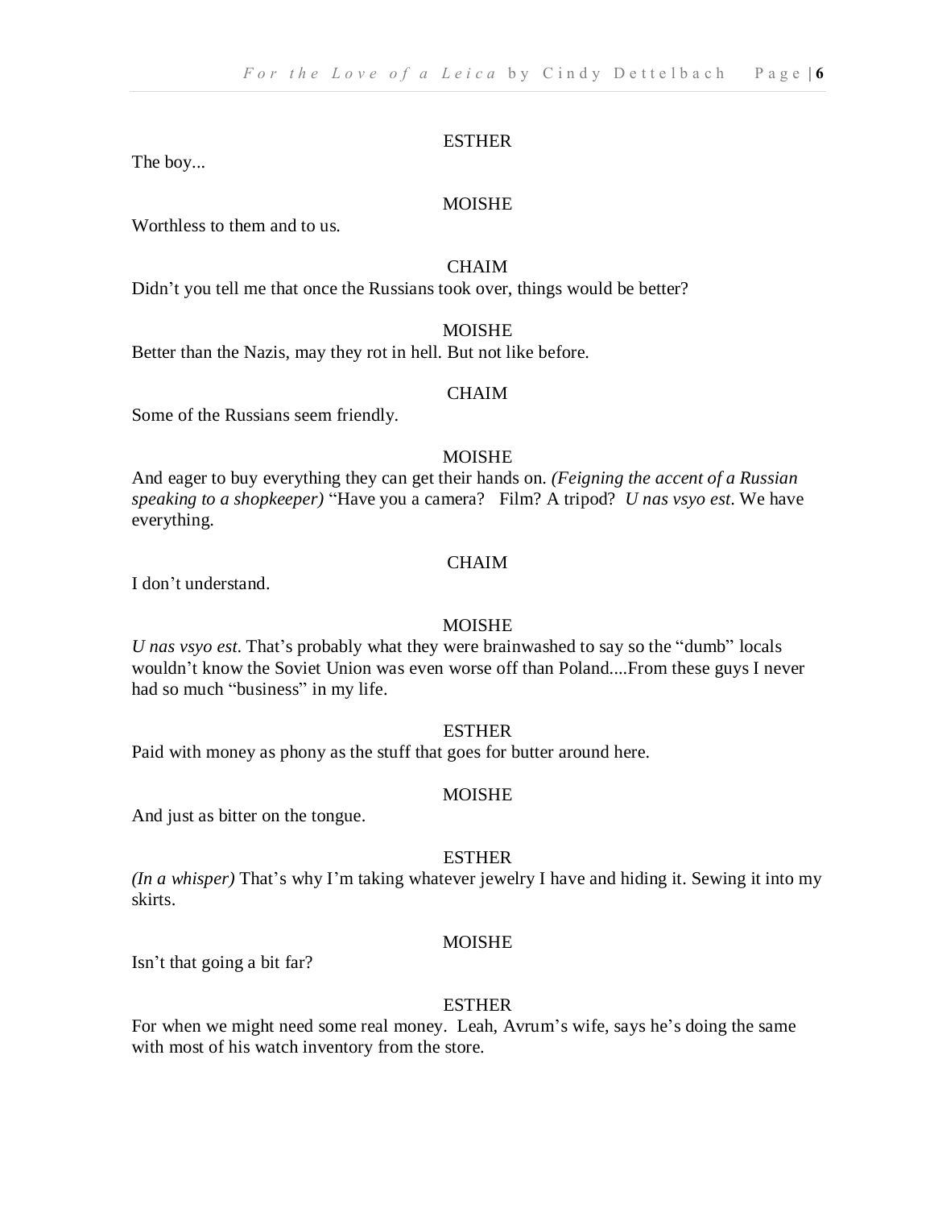ESTHER

The boy...

MOISHE

Worthless to them and to us.

CHAIM

Didn't you tell me that once the Russians took over, things would be better?

MOISHE

Better than the Nazis, may they rot in hell. But not like before.

CHAIM

Some of the Russians seem friendly.

MOISHE

And eager to buy everything they can get their hands on. *(Feigning the accent of a Russian speaking to a shopkeeper)* "Have you a camera? Film? A tripod? *U nas vsyo est*. We have everything.

CHAIM

I don't understand.

MOISHE

*U nas vsyo est*. That's probably what they were brainwashed to say so the "dumb" locals wouldn't know the Soviet Union was even worse off than Poland....From these guys I never had so much "business" in my life.

ESTHER

Paid with money as phony as the stuff that goes for butter around here.

MOISHE

And just as bitter on the tongue.

ESTHER

*(In a whisper)* That's why I'm taking whatever jewelry I have and hiding it. Sewing it into my skirts.

MOISHE

Isn't that going a bit far?

ESTHER

For when we might need some real money. Leah, Avrum's wife, says he's doing the same with most of his watch inventory from the store.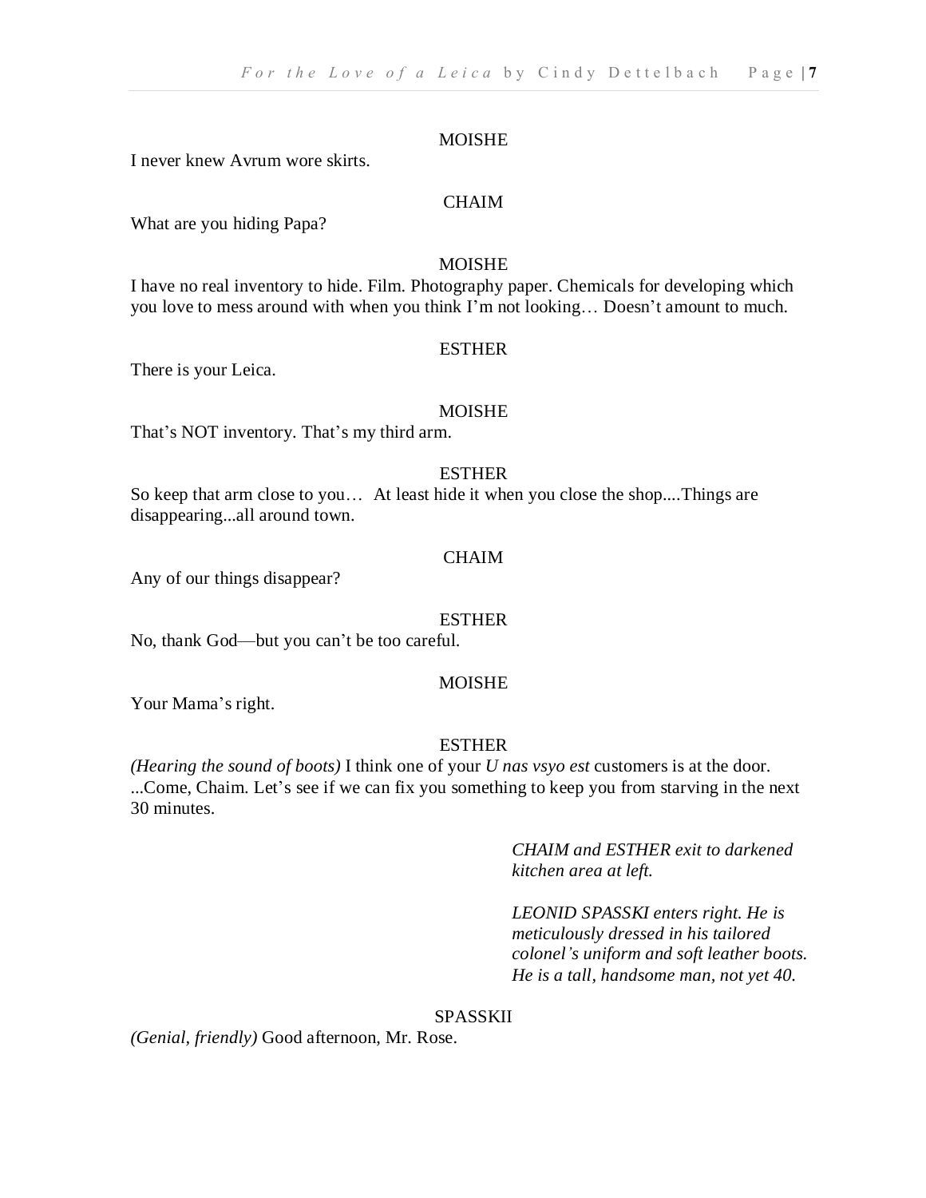MOISHE

I never knew Avrum wore skirts.

CHAIM

What are you hiding Papa?

MOISHE

I have no real inventory to hide. Film. Photography paper. Chemicals for developing which you love to mess around with when you think I'm not looking… Doesn't amount to much.

ESTHER

There is your Leica.

MOISHE

That's NOT inventory. That's my third arm.

ESTHER

So keep that arm close to you… At least hide it when you close the shop....Things are disappearing...all around town.

CHAIM

Any of our things disappear?

ESTHER

No, thank God—but you can't be too careful.

MOISHE

Your Mama's right.

ESTHER

*(Hearing the sound of boots)* I think one of your *U nas vsyo est* customers is at the door. ...Come, Chaim. Let's see if we can fix you something to keep you from starving in the next 30 minutes.

*CHAIM and ESTHER exit to darkened kitchen area at left.*

*LEONID SPASSKI enters right. He is meticulously dressed in his tailored colonel's uniform and soft leather boots. He is a tall, handsome man, not yet 40.*

SPASSKII

*(Genial, friendly)* Good afternoon, Mr. Rose.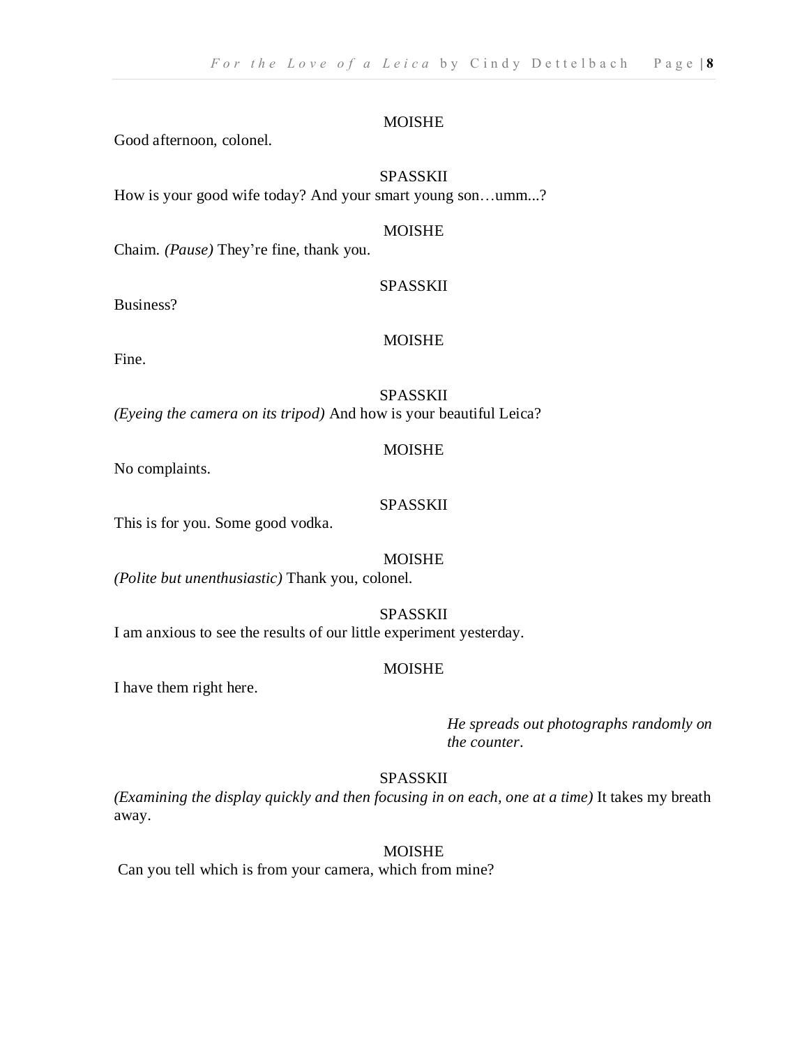MOISHE

Good afternoon, colonel.

SPASSKII

How is your good wife today? And your smart young son…umm...?

MOISHE

Chaim. *(Pause)* They're fine, thank you.

SPASSKII

Business?

MOISHE

Fine.

SPASSKII

*(Eyeing the camera on its tripod)* And how is your beautiful Leica?

MOISHE

No complaints.

SPASSKII

This is for you. Some good vodka.

MOISHE

*(Polite but unenthusiastic)* Thank you, colonel.

SPASSKII

I am anxious to see the results of our little experiment yesterday.

MOISHE

I have them right here.

*He spreads out photographs randomly on the counter.*

SPASSKII

*(Examining the display quickly and then focusing in on each, one at a time)* It takes my breath away.

MOISHE

Can you tell which is from your camera, which from mine?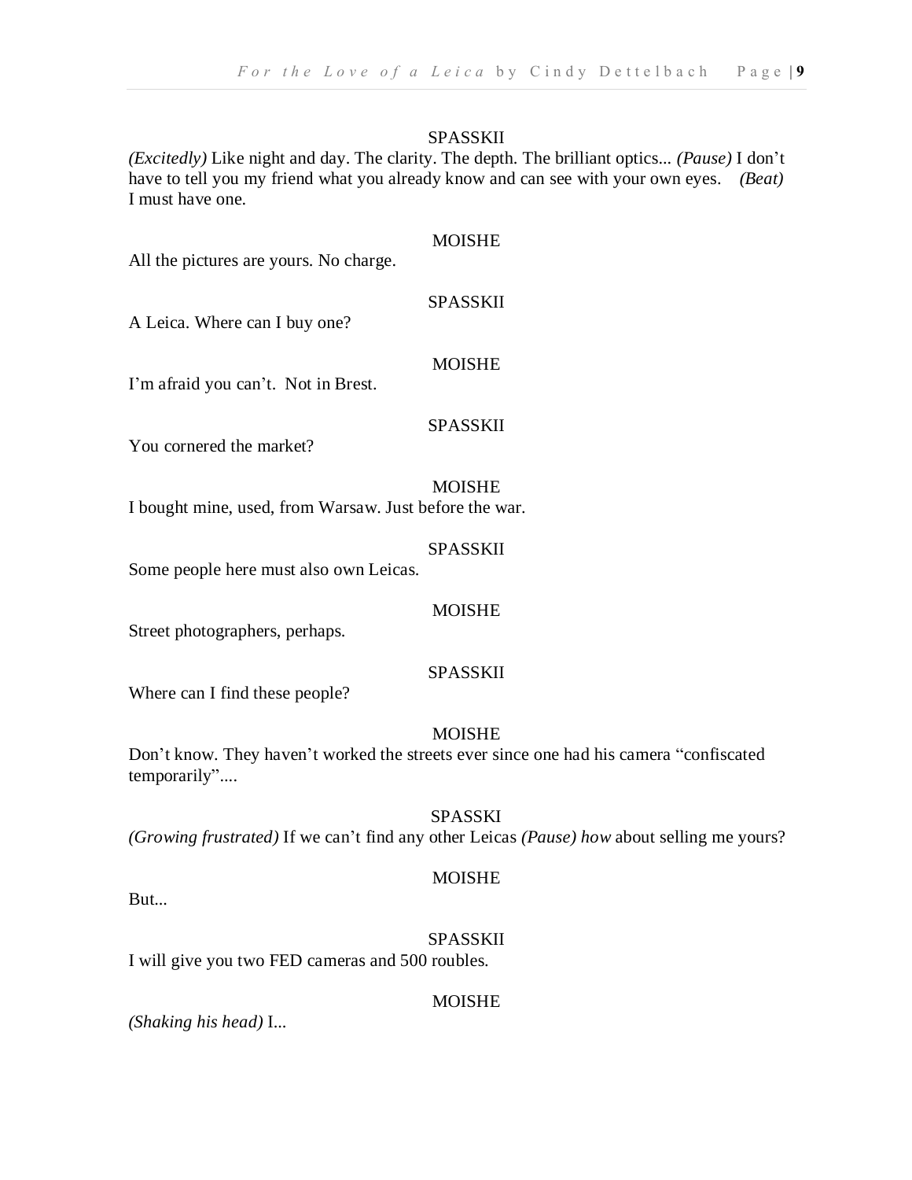SPASSKII

*(Excitedly)* Like night and day. The clarity. The depth. The brilliant optics... *(Pause)* I don't have to tell you my friend what you already know and can see with your own eyes. *(Beat)* I must have one.

MOISHE

All the pictures are yours. No charge.

SPASSKII

A Leica. Where can I buy one?

MOISHE

I'm afraid you can't. Not in Brest.

SPASSKII

You cornered the market?

MOISHE

I bought mine, used, from Warsaw. Just before the war.

SPASSKII

Some people here must also own Leicas.

MOISHE

Street photographers, perhaps.

SPASSKII

Where can I find these people?

MOISHE

Don't know. They haven't worked the streets ever since one had his camera "confiscated temporarily"....

SPASSKI

*(Growing frustrated)* If we can't find any other Leicas *(Pause) how* about selling me yours?

MOISHE

But...

SPASSKII

I will give you two FED cameras and 500 roubles.

MOISHE

*(Shaking his head)* I...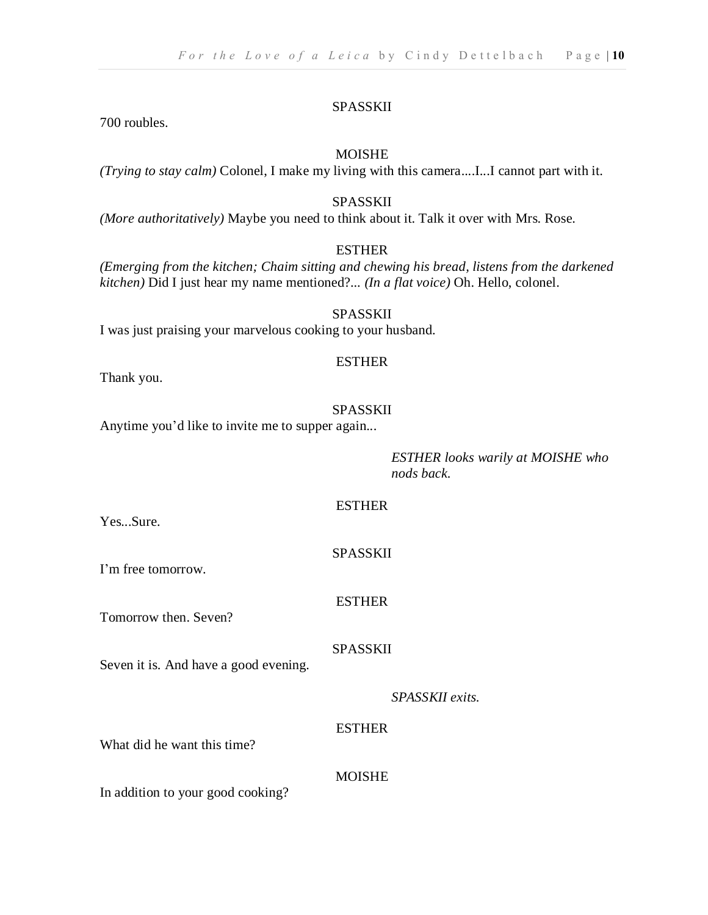SPASSKII

700 roubles.

MOISHE

*(Trying to stay calm)* Colonel, I make my living with this camera....I...I cannot part with it.

SPASSKII

*(More authoritatively)* Maybe you need to think about it. Talk it over with Mrs. Rose.

ESTHER

*(Emerging from the kitchen; Chaim sitting and chewing his bread, listens from the darkened kitchen)* Did I just hear my name mentioned?... *(In a flat voice)* Oh. Hello, colonel.

SPASSKII

I was just praising your marvelous cooking to your husband.

ESTHER

Thank you.

SPASSKII

Anytime you'd like to invite me to supper again...

*ESTHER looks warily at MOISHE who nods back.*

ESTHER

Yes...Sure.

SPASSKII

I'm free tomorrow.

ESTHER

Tomorrow then. Seven?

SPASSKII

Seven it is. And have a good evening.

*SPASSKII exits.*

ESTHER

What did he want this time?

MOISHE

In addition to your good cooking?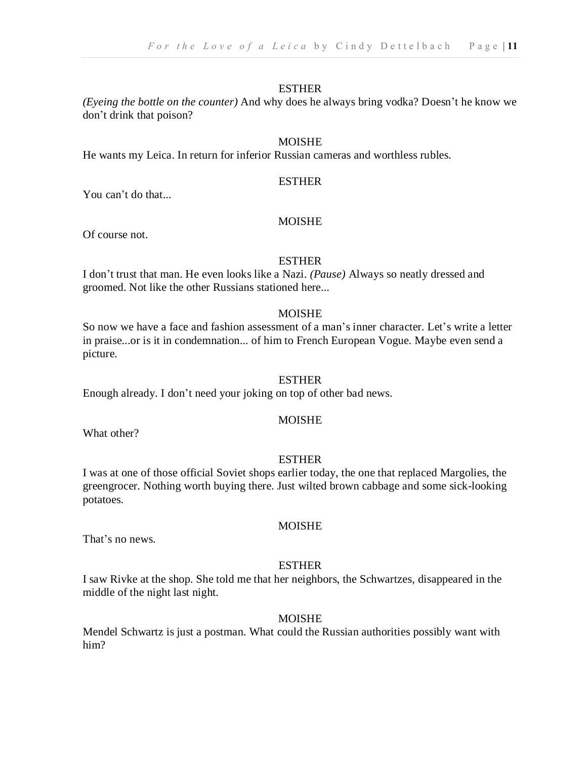ESTHER

*(Eyeing the bottle on the counter)* And why does he always bring vodka? Doesn't he know we don't drink that poison?

MOISHE

He wants my Leica. In return for inferior Russian cameras and worthless rubles.

ESTHER

You can't do that...

MOISHE

Of course not.

ESTHER

I don't trust that man. He even looks like a Nazi. *(Pause)* Always so neatly dressed and groomed. Not like the other Russians stationed here...

MOISHE

So now we have a face and fashion assessment of a man's inner character. Let's write a letter in praise...or is it in condemnation... of him to French European Vogue. Maybe even send a picture.

ESTHER

Enough already. I don't need your joking on top of other bad news.

MOISHE

What other?

ESTHER

I was at one of those official Soviet shops earlier today, the one that replaced Margolies, the greengrocer. Nothing worth buying there. Just wilted brown cabbage and some sick-looking potatoes.

MOISHE

That's no news.

ESTHER

I saw Rivke at the shop. She told me that her neighbors, the Schwartzes, disappeared in the middle of the night last night.

MOISHE

Mendel Schwartz is just a postman. What could the Russian authorities possibly want with him?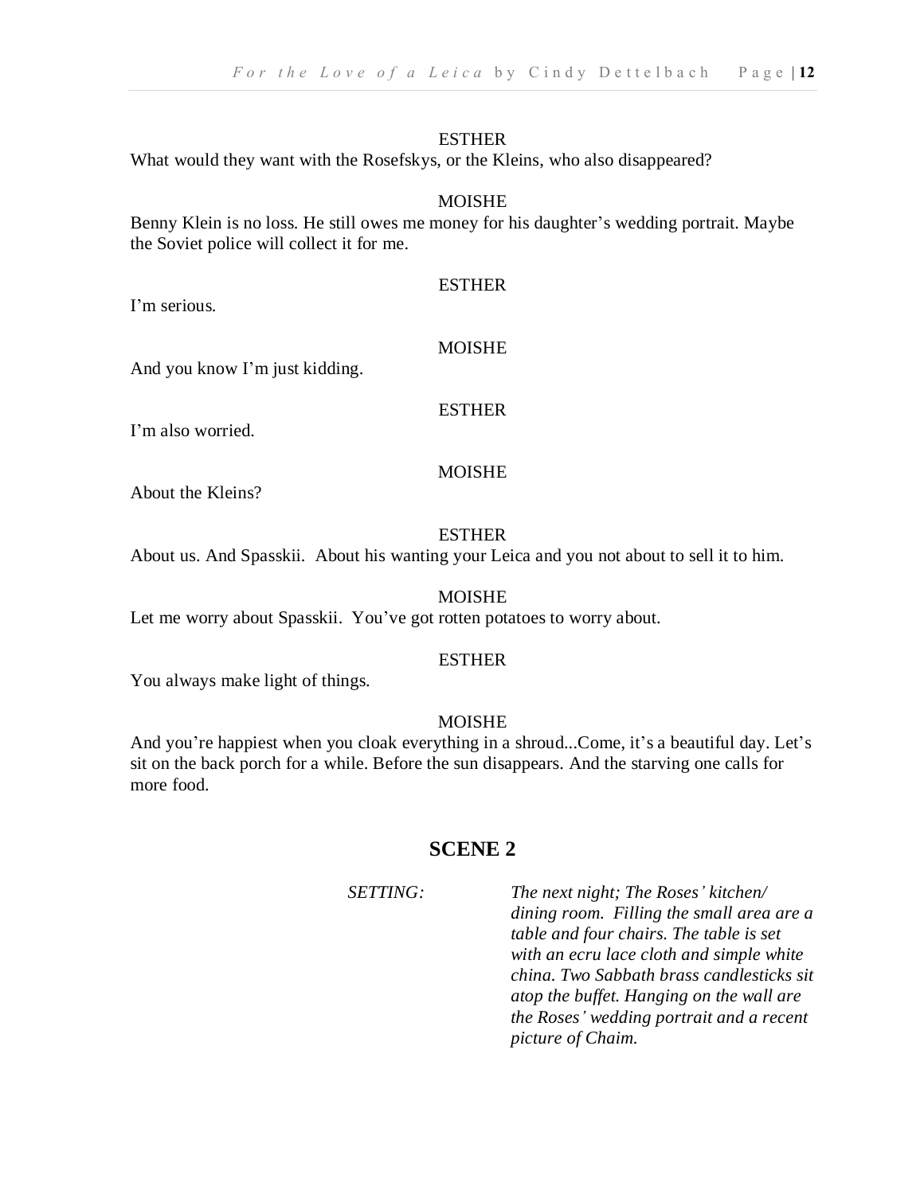ESTHER

What would they want with the Rosefskys, or the Kleins, who also disappeared?

MOISHE

Benny Klein is no loss. He still owes me money for his daughter's wedding portrait. Maybe the Soviet police will collect it for me.

ESTHER

I'm serious.

MOISHE

And you know I'm just kidding.

ESTHER

I'm also worried.

MOISHE

About the Kleins?

ESTHER

About us. And Spasskii. About his wanting your Leica and you not about to sell it to him.

MOISHE

Let me worry about Spasskii. You've got rotten potatoes to worry about.

ESTHER

You always make light of things.

MOISHE

And you're happiest when you cloak everything in a shroud...Come, it's a beautiful day. Let's sit on the back porch for a while. Before the sun disappears. And the starving one calls for more food.

## SCENE 2

*SETTING:* *The next night; The Roses' kitchen/ dining room. Filling the small area are a table and four chairs. The table is set with an ecru lace cloth and simple white china. Two Sabbath brass candlesticks sit atop the buffet. Hanging on the wall are the Roses' wedding portrait and a recent picture of Chaim.*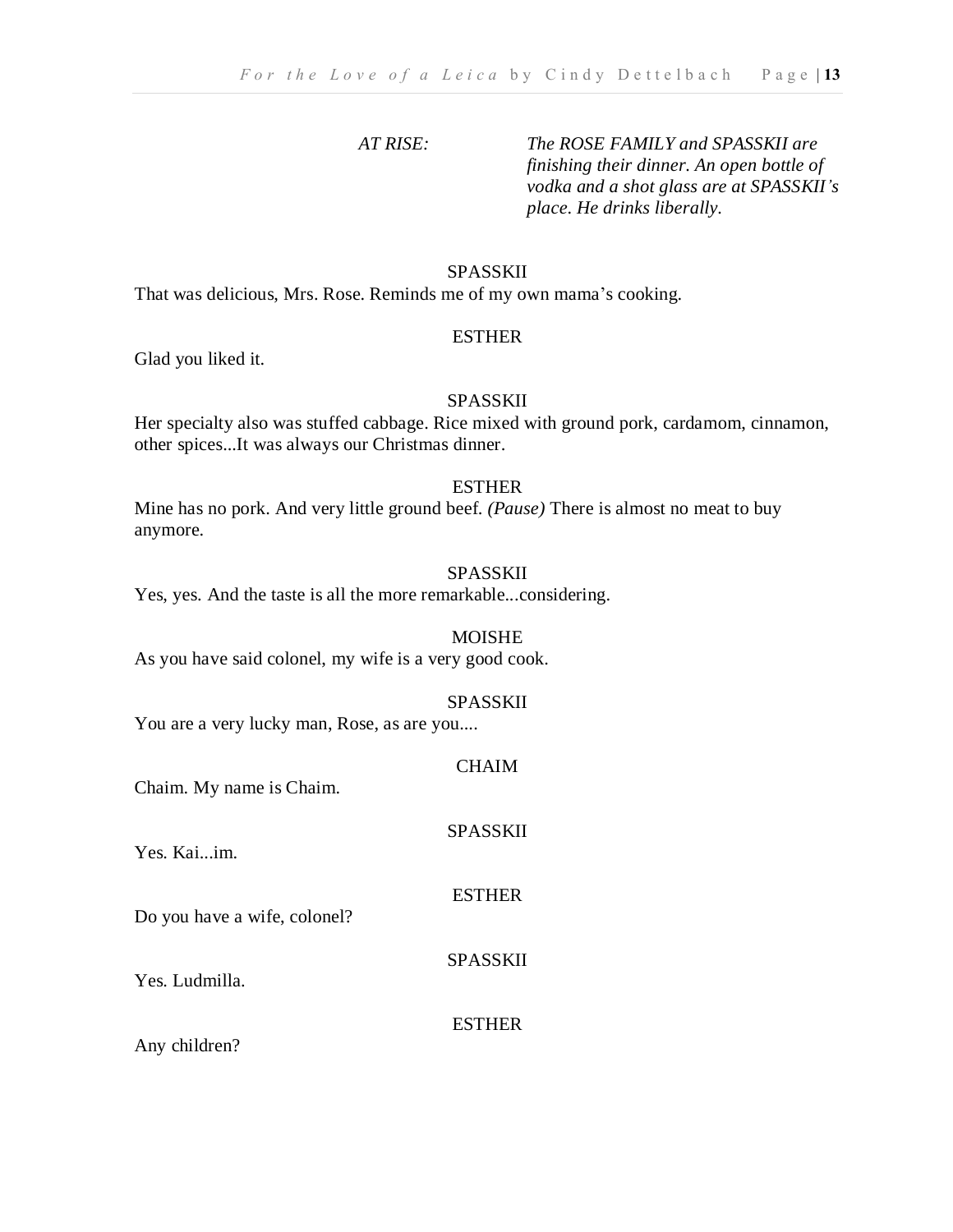*AT RISE:* *The ROSE FAMILY and SPASSKII are finishing their dinner. An open bottle of vodka and a shot glass are at SPASSKII's place. He drinks liberally.*

SPASSKII

That was delicious, Mrs. Rose. Reminds me of my own mama's cooking.

ESTHER

Glad you liked it.

SPASSKII

Her specialty also was stuffed cabbage. Rice mixed with ground pork, cardamom, cinnamon, other spices...It was always our Christmas dinner.

ESTHER

Mine has no pork. And very little ground beef. *(Pause)* There is almost no meat to buy anymore.

SPASSKII

Yes, yes. And the taste is all the more remarkable...considering.

MOISHE

As you have said colonel, my wife is a very good cook.

SPASSKII

You are a very lucky man, Rose, as are you....

CHAIM

Chaim. My name is Chaim.

SPASSKII

Yes. Kai...im.

ESTHER

Do you have a wife, colonel?

SPASSKII

Yes. Ludmilla.

ESTHER

Any children?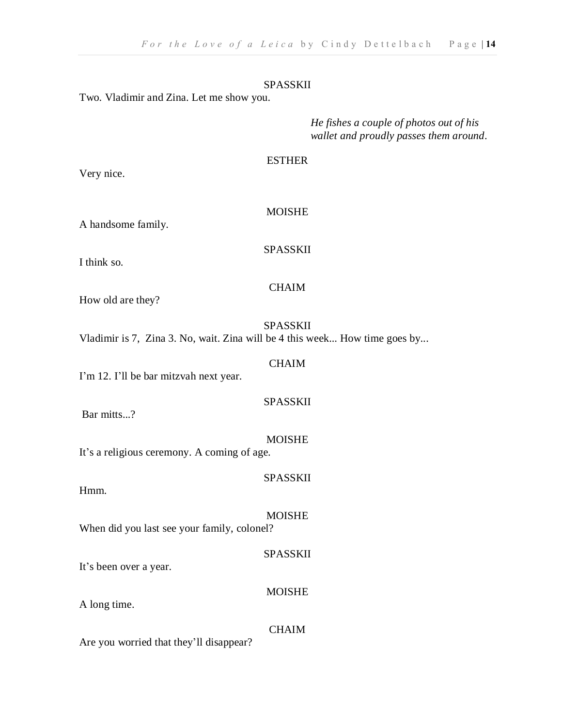SPASSKII

Two. Vladimir and Zina. Let me show you.

*He fishes a couple of photos out of his wallet and proudly passes them around.*

ESTHER

Very nice.

MOISHE

A handsome family.

SPASSKII

I think so.

CHAIM

How old are they?

SPASSKII

Vladimir is 7,  Zina 3. No, wait. Zina will be 4 this week... How time goes by...

CHAIM

I'm 12. I'll be bar mitzvah next year.

SPASSKII

Bar mitts...?

MOISHE

It's a religious ceremony. A coming of age.

SPASSKII

Hmm.

MOISHE

When did you last see your family, colonel?

SPASSKII

It's been over a year.

MOISHE

A long time.

CHAIM

Are you worried that they'll disappear?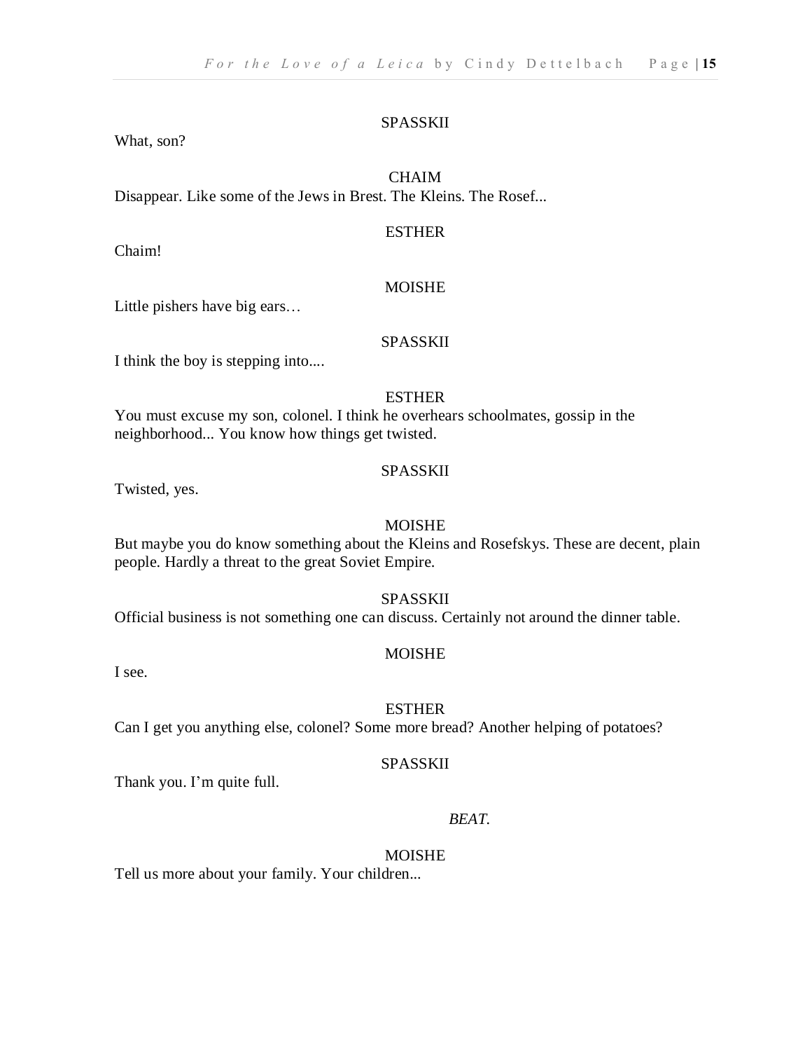SPASSKII

What, son?

CHAIM

Disappear. Like some of the Jews in Brest. The Kleins. The Rosef...

ESTHER

Chaim!

MOISHE

Little pishers have big ears…

SPASSKII

I think the boy is stepping into....

ESTHER

You must excuse my son, colonel. I think he overhears schoolmates, gossip in the neighborhood... You know how things get twisted.

SPASSKII

Twisted, yes.

MOISHE

But maybe you do know something about the Kleins and Rosefskys. These are decent, plain people. Hardly a threat to the great Soviet Empire.

SPASSKII

Official business is not something one can discuss. Certainly not around the dinner table.

MOISHE

I see.

ESTHER

Can I get you anything else, colonel? Some more bread? Another helping of potatoes?

SPASSKII

Thank you. I'm quite full.

*BEAT.*

MOISHE

Tell us more about your family. Your children...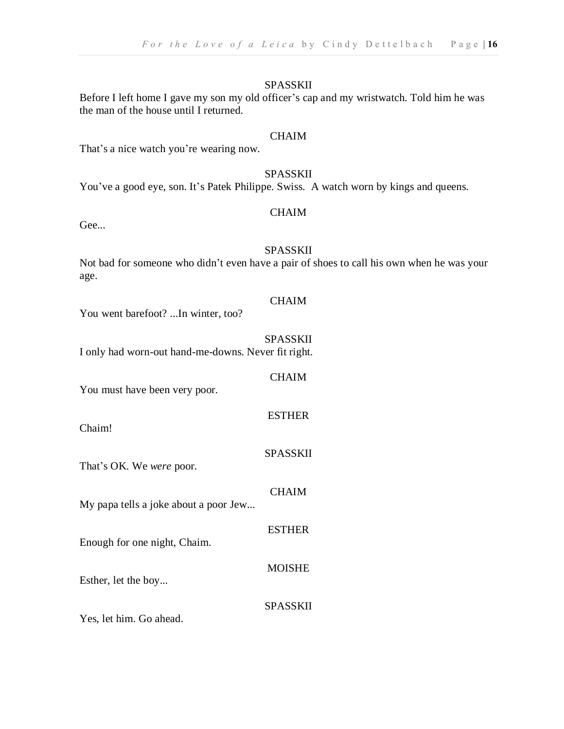SPASSKII

Before I left home I gave my son my old officer's cap and my wristwatch. Told him he was the man of the house until I returned.

CHAIM

That's a nice watch you're wearing now.

SPASSKII

You've a good eye, son. It's Patek Philippe. Swiss. A watch worn by kings and queens.

CHAIM

Gee...

SPASSKII

Not bad for someone who didn't even have a pair of shoes to call his own when he was your age.

CHAIM

You went barefoot? ...In winter, too?

SPASSKII

I only had worn-out hand-me-downs. Never fit right.

CHAIM

You must have been very poor.

ESTHER

Chaim!

SPASSKII

That's OK. We *were* poor.

CHAIM

My papa tells a joke about a poor Jew...

ESTHER

Enough for one night, Chaim.

MOISHE

Esther, let the boy...

SPASSKII

Yes, let him. Go ahead.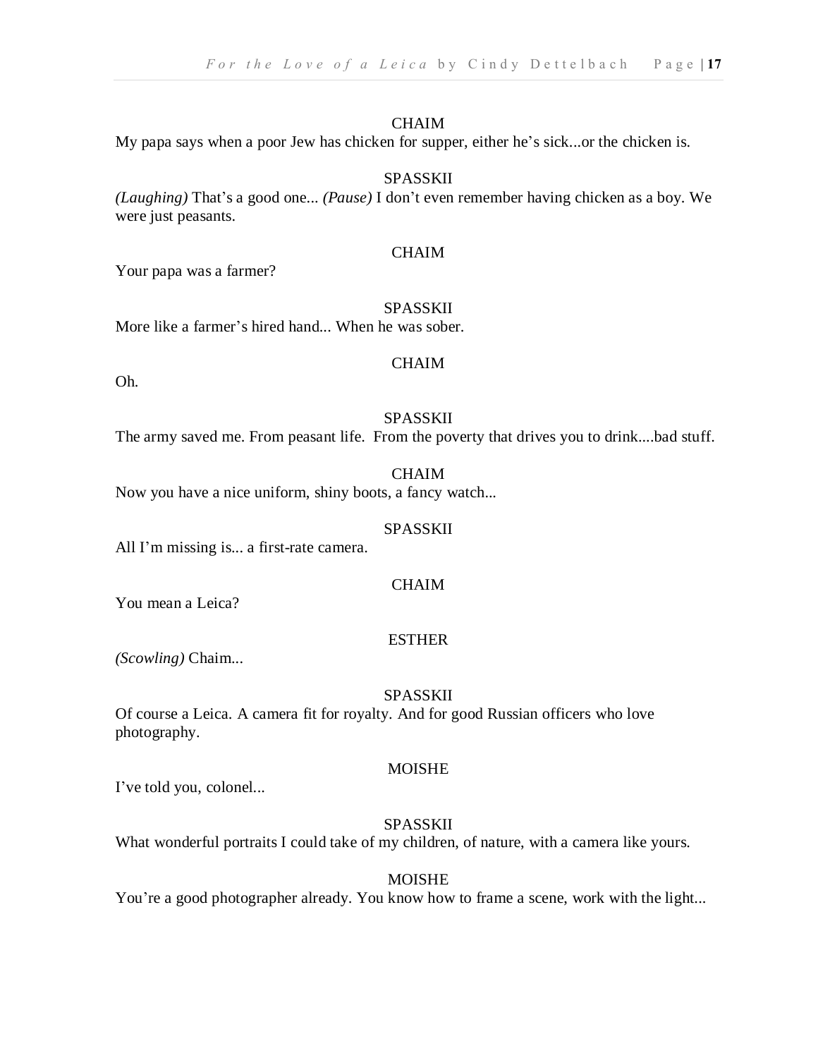CHAIM

My papa says when a poor Jew has chicken for supper, either he's sick...or the chicken is.

SPASSKII

*(Laughing)* That's a good one... *(Pause)* I don't even remember having chicken as a boy. We were just peasants.

CHAIM

Your papa was a farmer?

SPASSKII

More like a farmer's hired hand... When he was sober.

CHAIM

Oh.

SPASSKII

The army saved me. From peasant life. From the poverty that drives you to drink....bad stuff.

CHAIM

Now you have a nice uniform, shiny boots, a fancy watch...

SPASSKII

All I'm missing is... a first-rate camera.

CHAIM

You mean a Leica?

ESTHER

*(Scowling)* Chaim...

SPASSKII

Of course a Leica. A camera fit for royalty. And for good Russian officers who love photography.

MOISHE

I've told you, colonel...

SPASSKII

What wonderful portraits I could take of my children, of nature, with a camera like yours.

MOISHE

You're a good photographer already. You know how to frame a scene, work with the light...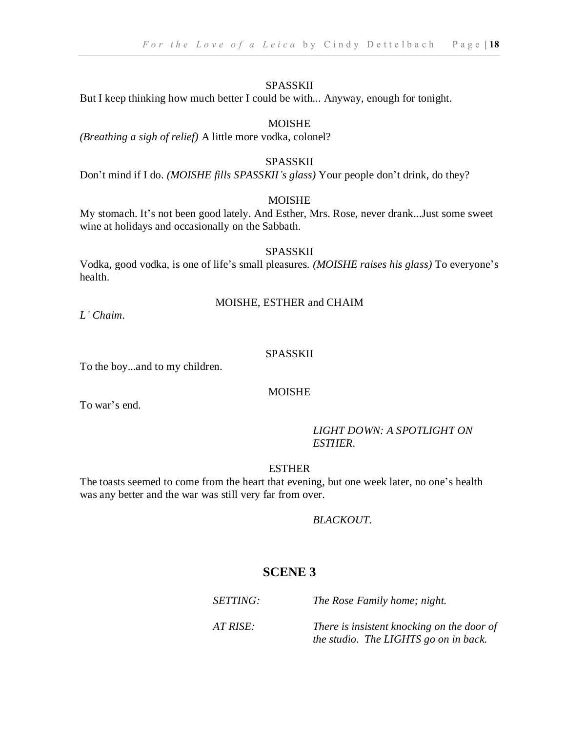SPASSKII

But I keep thinking how much better I could be with... Anyway, enough for tonight.

MOISHE

*(Breathing a sigh of relief)* A little more vodka, colonel?

SPASSKII

Don't mind if I do. *(MOISHE fills SPASSKII's glass)* Your people don't drink, do they?

MOISHE

My stomach. It's not been good lately. And Esther, Mrs. Rose, never drank...Just some sweet wine at holidays and occasionally on the Sabbath.

SPASSKII

Vodka, good vodka, is one of life's small pleasures. *(MOISHE raises his glass)* To everyone's health.

MOISHE, ESTHER and CHAIM

*L' Chaim*.

SPASSKII

To the boy...and to my children.

MOISHE

To war's end.

*LIGHT DOWN: A SPOTLIGHT ON ESTHER.*

ESTHER

The toasts seemed to come from the heart that evening, but one week later, no one's health was any better and the war was still very far from over.

*BLACKOUT.*

## SCENE 3

*SETTING:* *The Rose Family home; night.*

*AT RISE:* *There is insistent knocking on the door of the studio. The LIGHTS go on in back.*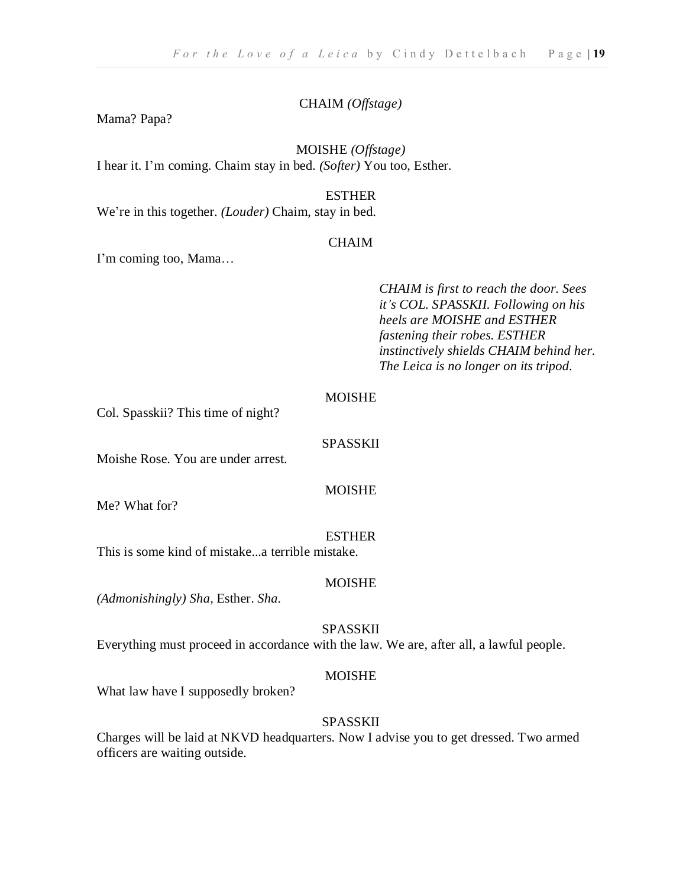CHAIM *(Offstage)*

Mama? Papa?

MOISHE *(Offstage)*

I hear it. I'm coming. Chaim stay in bed. *(Softer)* You too, Esther.

ESTHER

We're in this together. *(Louder)* Chaim, stay in bed.

CHAIM

I'm coming too, Mama…

*CHAIM is first to reach the door. Sees it's COL. SPASSKII. Following on his heels are MOISHE and ESTHER fastening their robes. ESTHER instinctively shields CHAIM behind her. The Leica is no longer on its tripod.*

MOISHE

Col. Spasskii? This time of night?

SPASSKII

Moishe Rose. You are under arrest.

MOISHE

Me? What for?

ESTHER

This is some kind of mistake...a terrible mistake.

MOISHE

*(Admonishingly) Sha*, Esther. *Sha*.

SPASSKII

Everything must proceed in accordance with the law. We are, after all, a lawful people.

MOISHE

What law have I supposedly broken?

SPASSKII

Charges will be laid at NKVD headquarters. Now I advise you to get dressed. Two armed officers are waiting outside.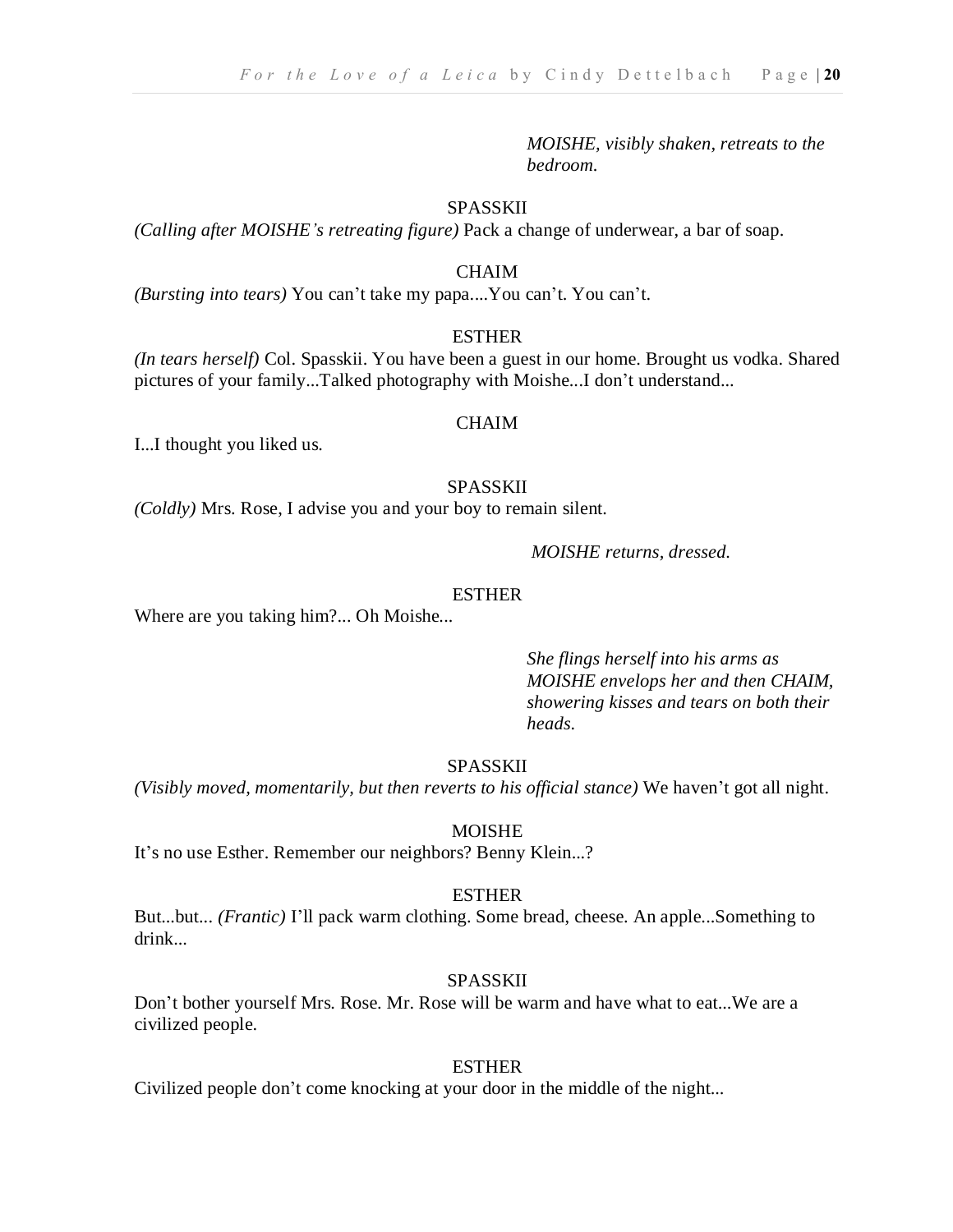*MOISHE, visibly shaken, retreats to the bedroom.*

SPASSKII

*(Calling after MOISHE's retreating figure)* Pack a change of underwear, a bar of soap.

CHAIM

*(Bursting into tears)* You can't take my papa....You can't. You can't.

ESTHER

*(In tears herself)* Col. Spasskii. You have been a guest in our home. Brought us vodka. Shared pictures of your family...Talked photography with Moishe...I don't understand...

CHAIM

I...I thought you liked us.

SPASSKII

*(Coldly)* Mrs. Rose, I advise you and your boy to remain silent.

*MOISHE returns, dressed.*

ESTHER

Where are you taking him?... Oh Moishe...

*She flings herself into his arms as MOISHE envelops her and then CHAIM, showering kisses and tears on both their heads.*

SPASSKII

*(Visibly moved, momentarily, but then reverts to his official stance)* We haven't got all night.

MOISHE

It's no use Esther. Remember our neighbors? Benny Klein...?

ESTHER

But...but... *(Frantic)* I'll pack warm clothing. Some bread, cheese. An apple...Something to drink...

SPASSKII

Don't bother yourself Mrs. Rose. Mr. Rose will be warm and have what to eat...We are a civilized people.

ESTHER

Civilized people don't come knocking at your door in the middle of the night...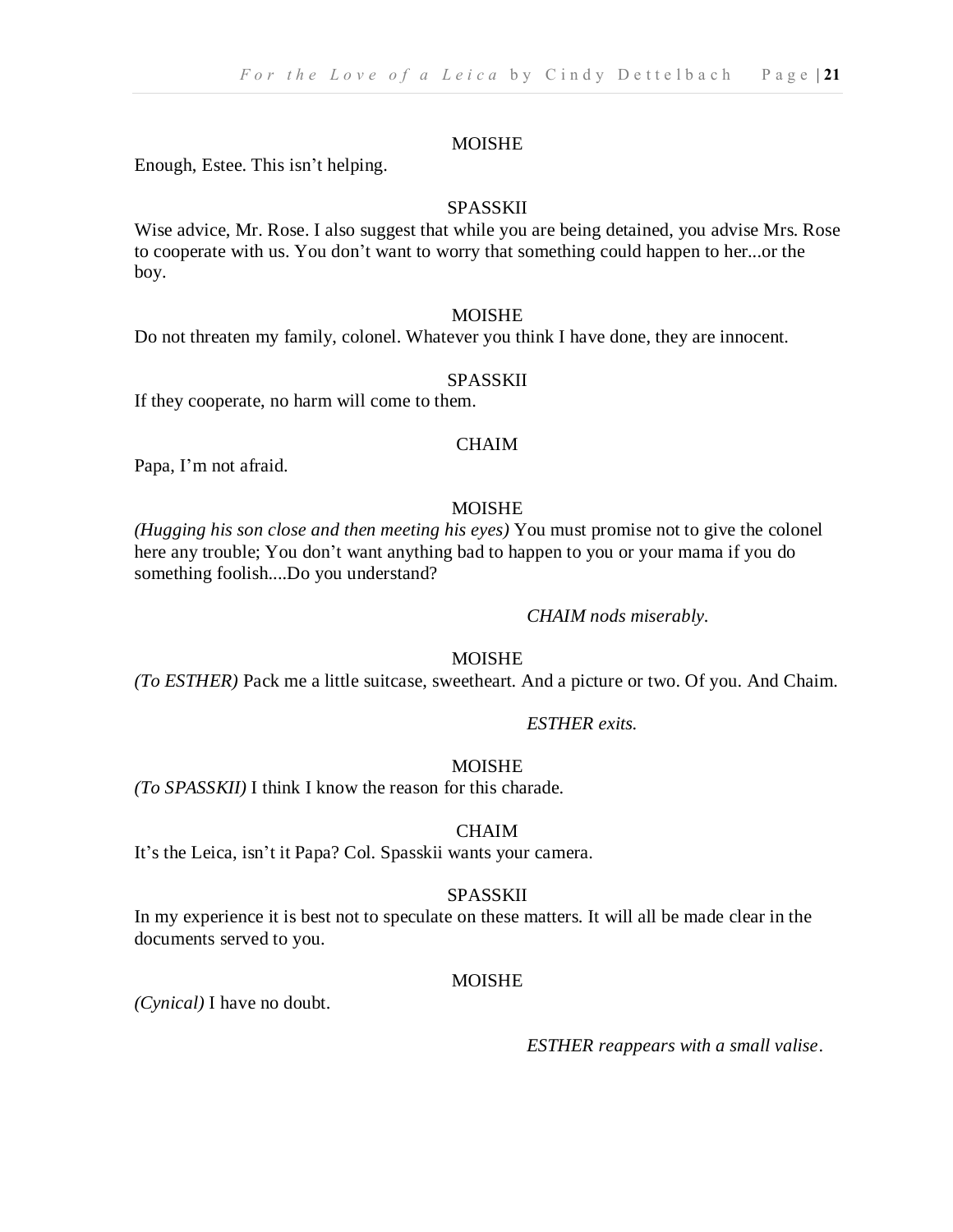MOISHE

Enough, Estee. This isn't helping.

SPASSKII

Wise advice, Mr. Rose. I also suggest that while you are being detained, you advise Mrs. Rose to cooperate with us. You don't want to worry that something could happen to her...or the boy.

MOISHE

Do not threaten my family, colonel. Whatever you think I have done, they are innocent.

SPASSKII

If they cooperate, no harm will come to them.

CHAIM

Papa, I'm not afraid.

MOISHE

*(Hugging his son close and then meeting his eyes)* You must promise not to give the colonel here any trouble; You don't want anything bad to happen to you or your mama if you do something foolish....Do you understand?

*CHAIM nods miserably.*

MOISHE

*(To ESTHER)* Pack me a little suitcase, sweetheart. And a picture or two. Of you. And Chaim.

*ESTHER exits.*

MOISHE

*(To SPASSKII)* I think I know the reason for this charade.

CHAIM

It's the Leica, isn't it Papa? Col. Spasskii wants your camera.

SPASSKII

In my experience it is best not to speculate on these matters. It will all be made clear in the documents served to you.

MOISHE

*(Cynical)* I have no doubt.

*ESTHER reappears with a small valise.*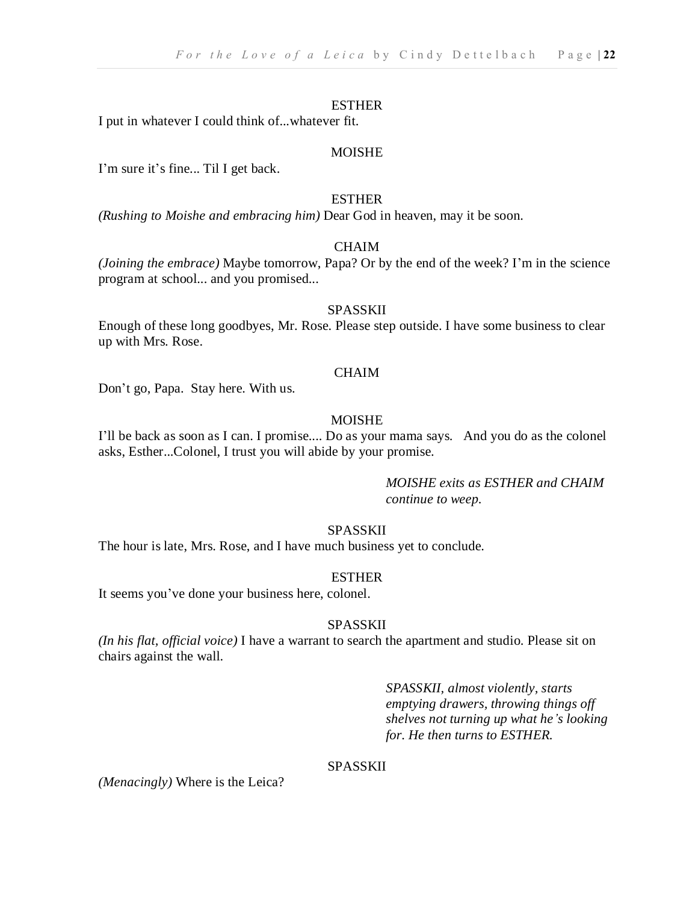ESTHER

I put in whatever I could think of...whatever fit.

MOISHE

I'm sure it's fine... Til I get back.

ESTHER

*(Rushing to Moishe and embracing him)* Dear God in heaven, may it be soon.

CHAIM

*(Joining the embrace)* Maybe tomorrow, Papa? Or by the end of the week? I'm in the science program at school... and you promised...

SPASSKII

Enough of these long goodbyes, Mr. Rose. Please step outside. I have some business to clear up with Mrs. Rose.

CHAIM

Don't go, Papa. Stay here. With us.

MOISHE

I'll be back as soon as I can. I promise.... Do as your mama says. And you do as the colonel asks, Esther...Colonel, I trust you will abide by your promise.

*MOISHE exits as ESTHER and CHAIM continue to weep.*

SPASSKII

The hour is late, Mrs. Rose, and I have much business yet to conclude.

ESTHER

It seems you've done your business here, colonel.

SPASSKII

*(In his flat, official voice)* I have a warrant to search the apartment and studio. Please sit on chairs against the wall.

*SPASSKII, almost violently, starts emptying drawers, throwing things off shelves not turning up what he's looking for. He then turns to ESTHER.*

SPASSKII

*(Menacingly)* Where is the Leica?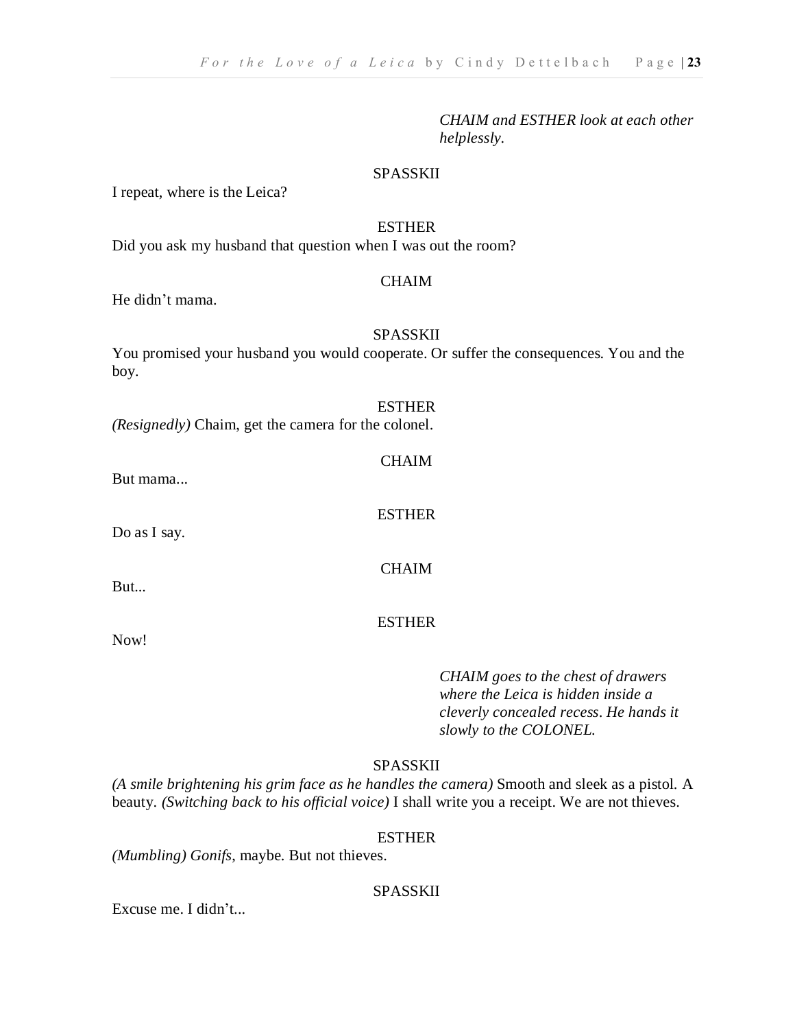*CHAIM and ESTHER look at each other helplessly.*

SPASSKII

I repeat, where is the Leica?

ESTHER

Did you ask my husband that question when I was out the room?

CHAIM

He didn't mama.

SPASSKII

You promised your husband you would cooperate. Or suffer the consequences. You and the boy.

ESTHER

*(Resignedly)* Chaim, get the camera for the colonel.

CHAIM

But mama...

ESTHER

Do as I say.

CHAIM

But...

ESTHER

Now!

*CHAIM goes to the chest of drawers where the Leica is hidden inside a cleverly concealed recess. He hands it slowly to the COLONEL.*

SPASSKII

*(A smile brightening his grim face as he handles the camera)* Smooth and sleek as a pistol. A beauty. *(Switching back to his official voice)* I shall write you a receipt. We are not thieves.

ESTHER

*(Mumbling) Gonifs*, maybe. But not thieves.

SPASSKII

Excuse me. I didn't...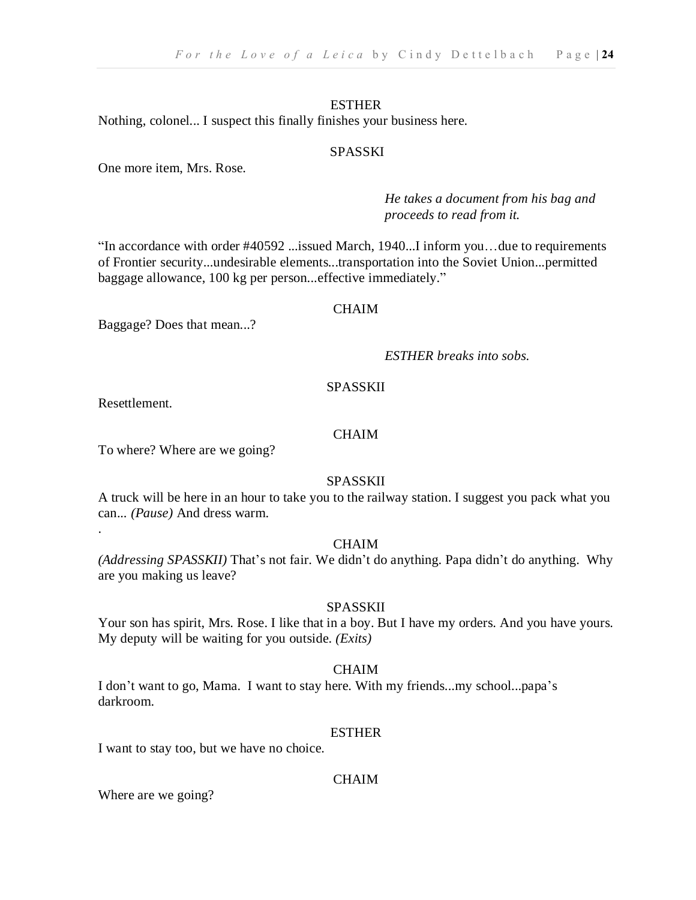ESTHER

Nothing, colonel... I suspect this finally finishes your business here.

SPASSKI

One more item, Mrs. Rose.

*He takes a document from his bag and proceeds to read from it.*

"In accordance with order #40592 ...issued March, 1940...I inform you…due to requirements of Frontier security...undesirable elements...transportation into the Soviet Union...permitted baggage allowance, 100 kg per person...effective immediately."

CHAIM

Baggage? Does that mean...?

*ESTHER breaks into sobs.*

SPASSKII

Resettlement.

CHAIM

To where? Where are we going?

SPASSKII

A truck will be here in an hour to take you to the railway station. I suggest you pack what you can... *(Pause)* And dress warm.

.

CHAIM

*(Addressing SPASSKII)* That's not fair. We didn't do anything. Papa didn't do anything. Why are you making us leave?

SPASSKII

Your son has spirit, Mrs. Rose. I like that in a boy. But I have my orders. And you have yours. My deputy will be waiting for you outside. *(Exits)*

CHAIM

I don't want to go, Mama. I want to stay here. With my friends...my school...papa's darkroom.

ESTHER

I want to stay too, but we have no choice.

CHAIM

Where are we going?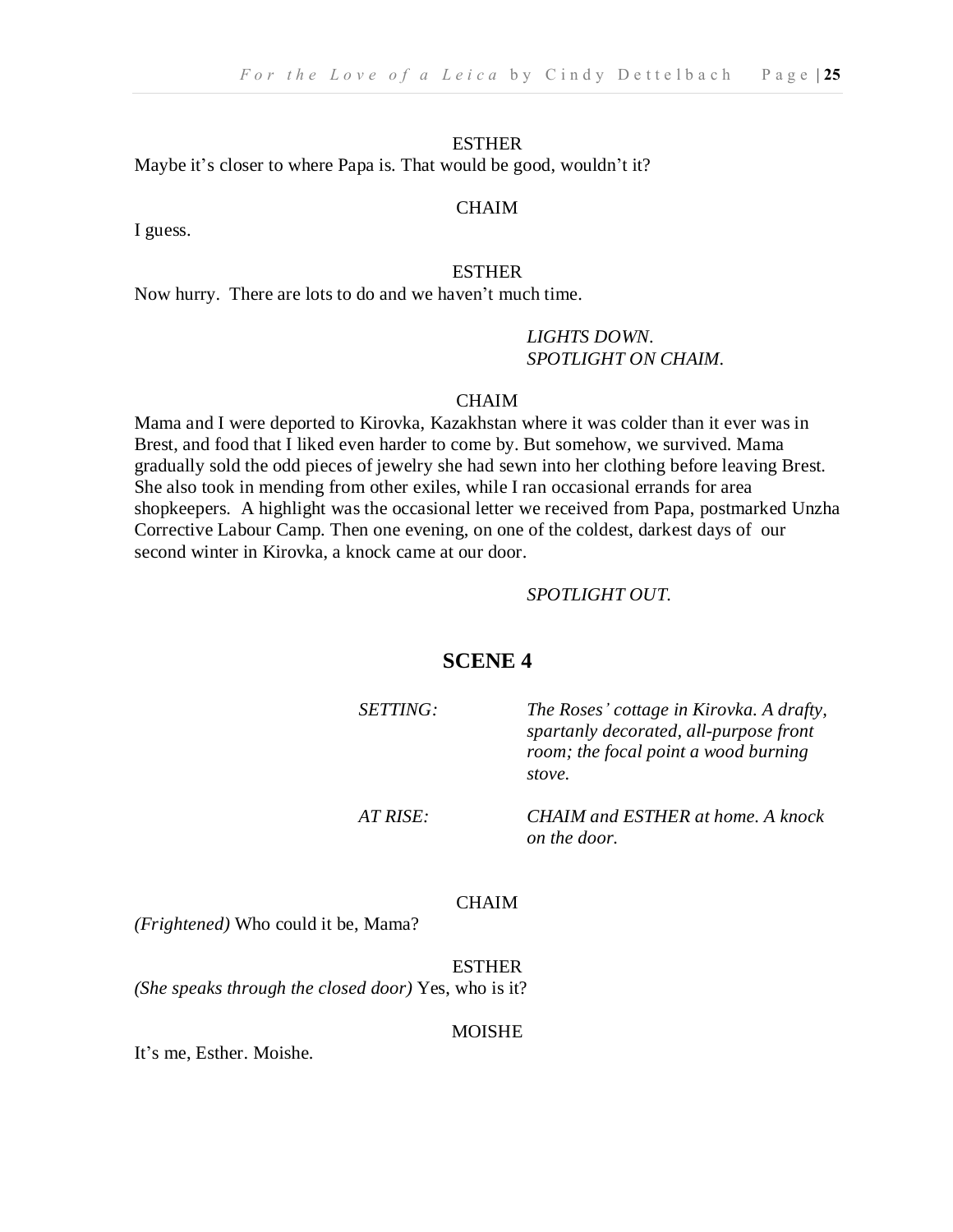ESTHER

Maybe it's closer to where Papa is. That would be good, wouldn't it?

CHAIM

I guess.

ESTHER

Now hurry. There are lots to do and we haven't much time.

*LIGHTS DOWN.*
*SPOTLIGHT ON CHAIM.*

CHAIM

Mama and I were deported to Kirovka, Kazakhstan where it was colder than it ever was in Brest, and food that I liked even harder to come by. But somehow, we survived. Mama gradually sold the odd pieces of jewelry she had sewn into her clothing before leaving Brest. She also took in mending from other exiles, while I ran occasional errands for area shopkeepers. A highlight was the occasional letter we received from Papa, postmarked Unzha Corrective Labour Camp. Then one evening, on one of the coldest, darkest days of our second winter in Kirovka, a knock came at our door.

*SPOTLIGHT OUT.*

## SCENE 4

*SETTING:* *The Roses' cottage in Kirovka. A drafty, spartanly decorated, all-purpose front room; the focal point a wood burning stove.*

*AT RISE:* *CHAIM and ESTHER at home. A knock on the door.*

CHAIM

*(Frightened)* Who could it be, Mama?

ESTHER

*(She speaks through the closed door)* Yes, who is it?

MOISHE

It's me, Esther. Moishe.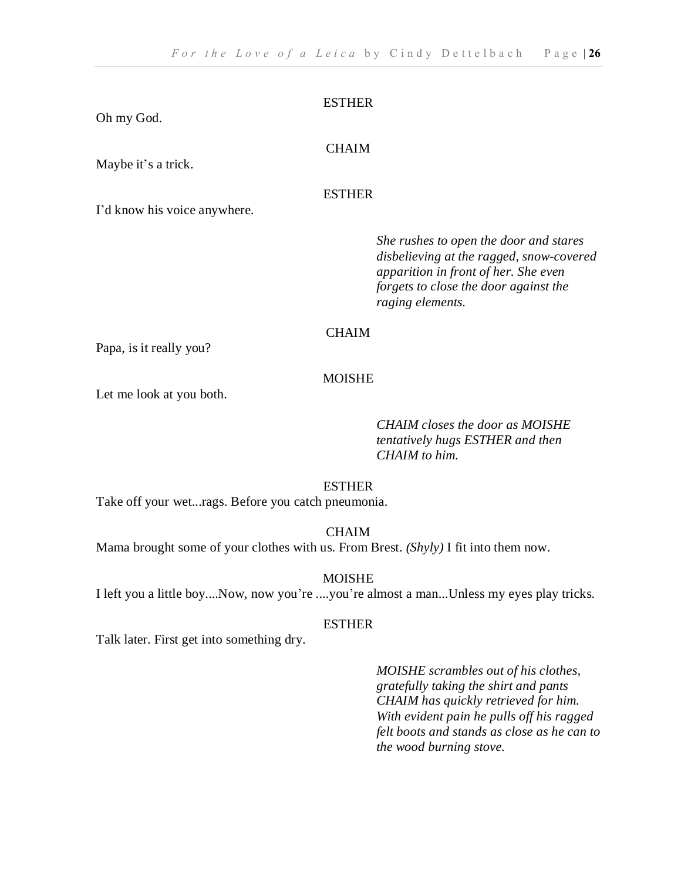ESTHER

Oh my God.

CHAIM

Maybe it's a trick.

ESTHER

I'd know his voice anywhere.

*She rushes to open the door and stares disbelieving at the ragged, snow-covered apparition in front of her. She even forgets to close the door against the raging elements.*

CHAIM

Papa, is it really you?

MOISHE

Let me look at you both.

*CHAIM closes the door as MOISHE tentatively hugs ESTHER and then CHAIM to him.*

ESTHER

Take off your wet...rags. Before you catch pneumonia.

CHAIM

Mama brought some of your clothes with us. From Brest. *(Shyly)* I fit into them now.

MOISHE

I left you a little boy....Now, now you're ....you're almost a man...Unless my eyes play tricks.

ESTHER

Talk later. First get into something dry.

*MOISHE scrambles out of his clothes, gratefully taking the shirt and pants CHAIM has quickly retrieved for him. With evident pain he pulls off his ragged felt boots and stands as close as he can to the wood burning stove.*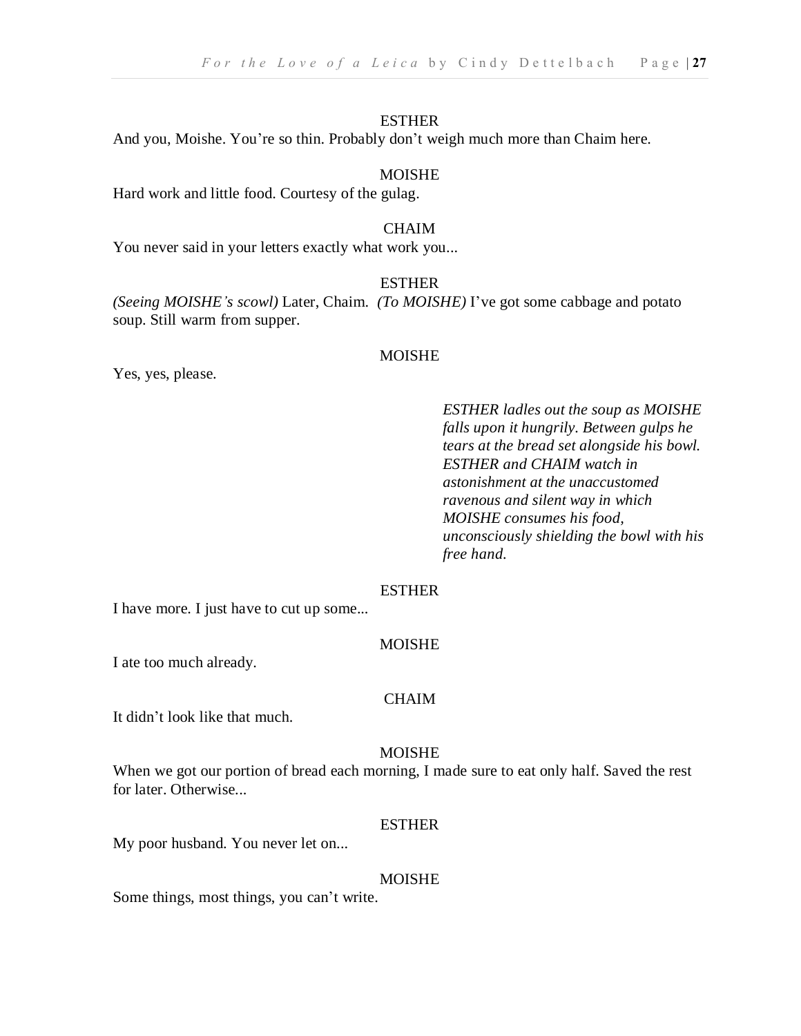ESTHER

And you, Moishe. You're so thin. Probably don't weigh much more than Chaim here.

MOISHE

Hard work and little food. Courtesy of the gulag.

CHAIM

You never said in your letters exactly what work you...

ESTHER

*(Seeing MOISHE's scowl)* Later, Chaim. *(To MOISHE)* I've got some cabbage and potato soup. Still warm from supper.

MOISHE

Yes, yes, please.

*ESTHER ladles out the soup as MOISHE falls upon it hungrily. Between gulps he tears at the bread set alongside his bowl. ESTHER and CHAIM watch in astonishment at the unaccustomed ravenous and silent way in which MOISHE consumes his food, unconsciously shielding the bowl with his free hand.*

ESTHER

I have more. I just have to cut up some...

MOISHE

I ate too much already.

CHAIM

It didn't look like that much.

MOISHE

When we got our portion of bread each morning, I made sure to eat only half. Saved the rest for later. Otherwise...

ESTHER

My poor husband. You never let on...

MOISHE

Some things, most things, you can't write.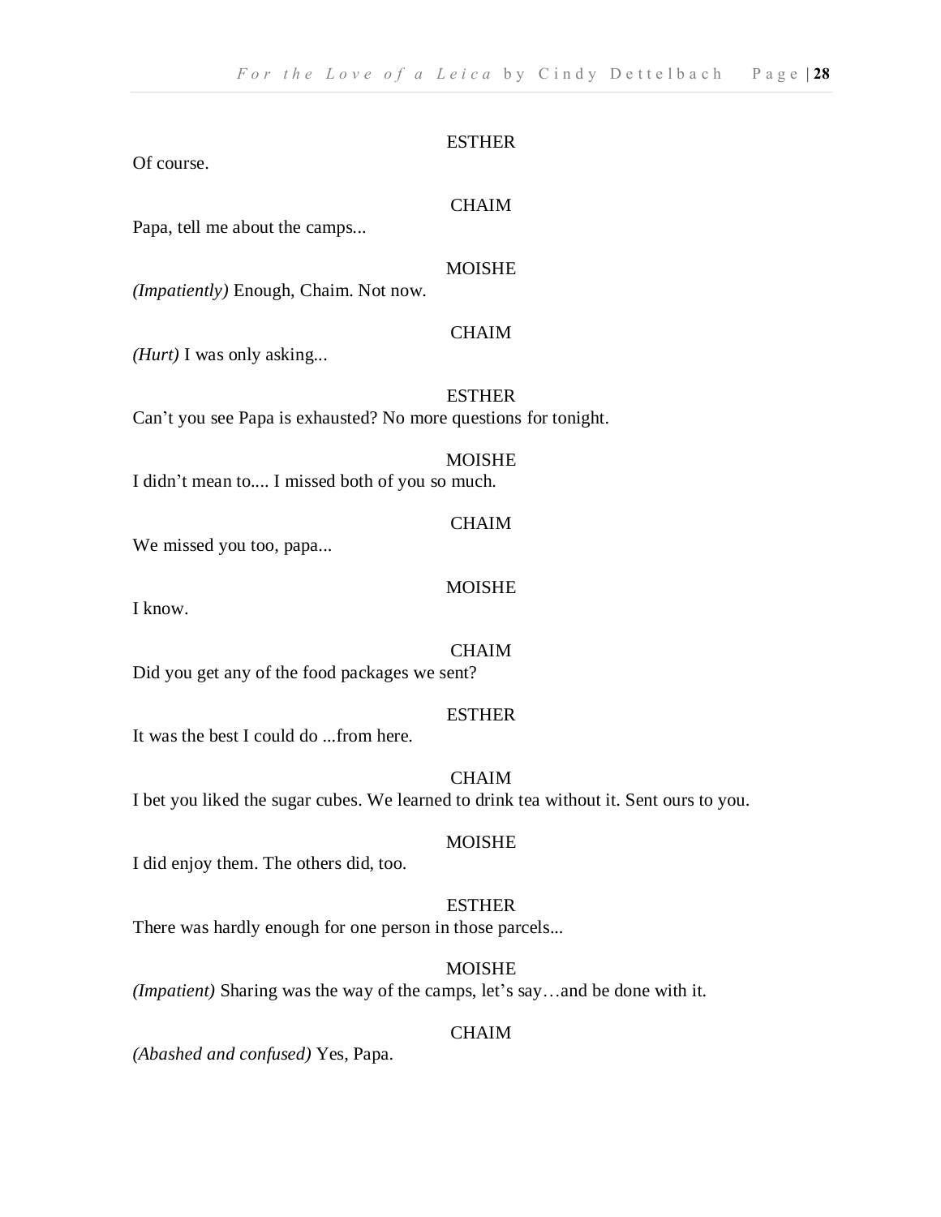ESTHER

Of course.

CHAIM

Papa, tell me about the camps...

MOISHE

*(Impatiently)* Enough, Chaim. Not now.

CHAIM

*(Hurt)* I was only asking...

ESTHER

Can't you see Papa is exhausted? No more questions for tonight.

MOISHE

I didn't mean to.... I missed both of you so much.

CHAIM

We missed you too, papa...

MOISHE

I know.

CHAIM

Did you get any of the food packages we sent?

ESTHER

It was the best I could do ...from here.

CHAIM

I bet you liked the sugar cubes. We learned to drink tea without it. Sent ours to you.

MOISHE

I did enjoy them. The others did, too.

ESTHER

There was hardly enough for one person in those parcels...

MOISHE

*(Impatient)* Sharing was the way of the camps, let's say…and be done with it.

CHAIM

*(Abashed and confused)* Yes, Papa.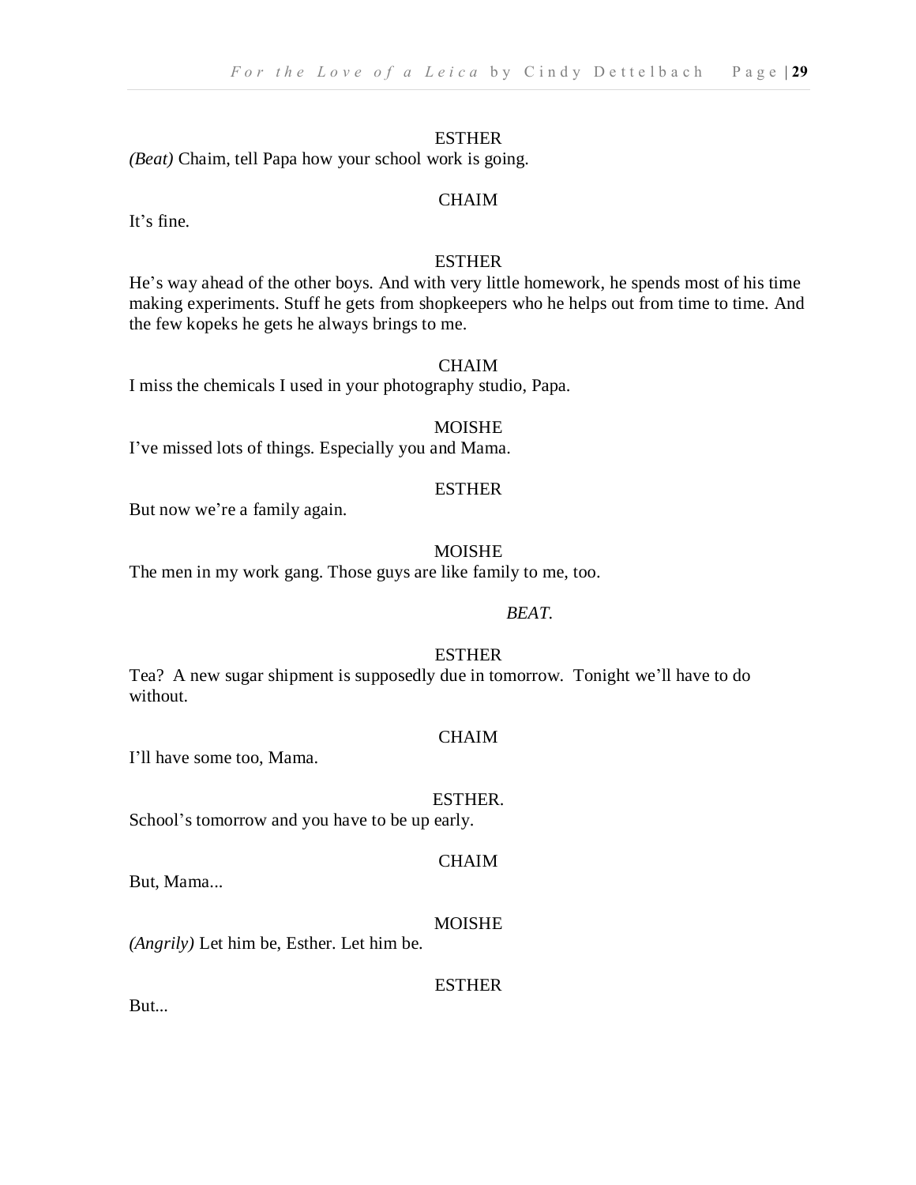ESTHER

*(Beat)* Chaim, tell Papa how your school work is going.

CHAIM

It's fine.

ESTHER

He's way ahead of the other boys. And with very little homework, he spends most of his time making experiments. Stuff he gets from shopkeepers who he helps out from time to time. And the few kopeks he gets he always brings to me.

CHAIM

I miss the chemicals I used in your photography studio, Papa.

MOISHE

I've missed lots of things. Especially you and Mama.

ESTHER

But now we're a family again.

MOISHE

The men in my work gang. Those guys are like family to me, too.

*BEAT.*

ESTHER

Tea? A new sugar shipment is supposedly due in tomorrow. Tonight we'll have to do without.

CHAIM

I'll have some too, Mama.

ESTHER.

School's tomorrow and you have to be up early.

CHAIM

But, Mama...

MOISHE

*(Angrily)* Let him be, Esther. Let him be.

ESTHER

But...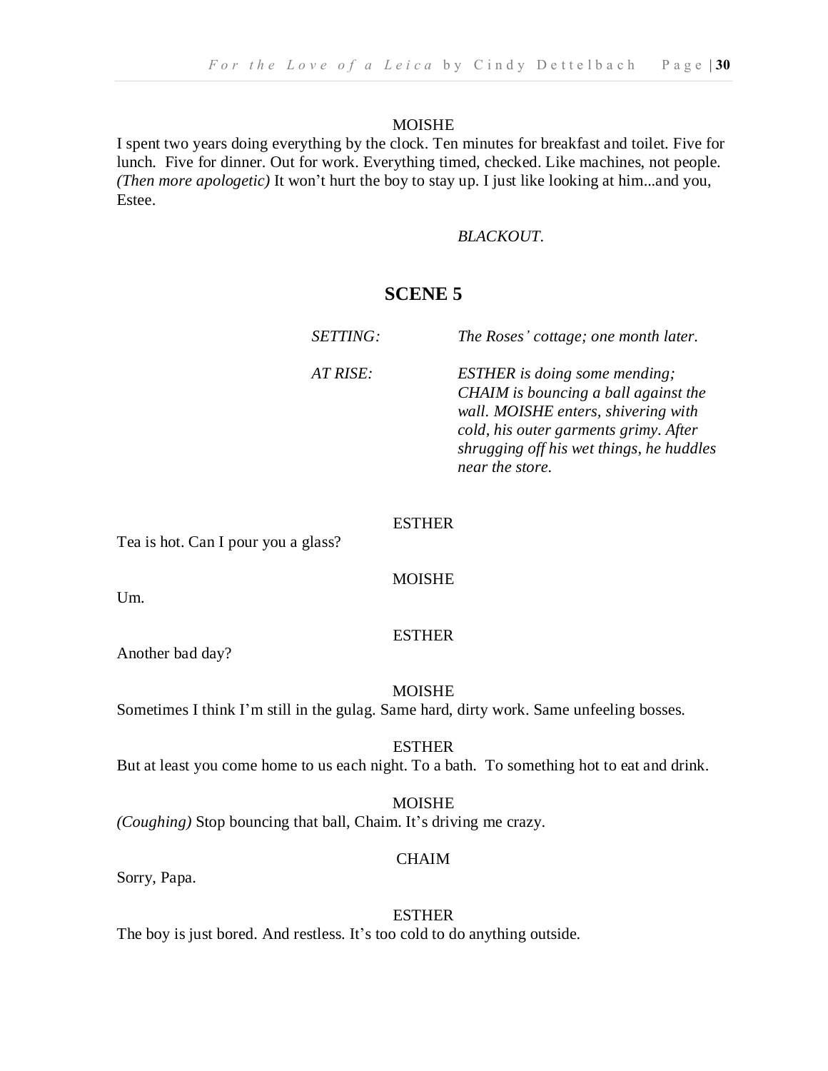MOISHE

I spent two years doing everything by the clock. Ten minutes for breakfast and toilet. Five for lunch. Five for dinner. Out for work. Everything timed, checked. Like machines, not people. *(Then more apologetic)* It won't hurt the boy to stay up. I just like looking at him...and you, Estee.

*BLACKOUT.*

## SCENE 5

*SETTING:* *The Roses' cottage; one month later.*

*AT RISE:* *ESTHER is doing some mending; CHAIM is bouncing a ball against the wall. MOISHE enters, shivering with cold, his outer garments grimy. After shrugging off his wet things, he huddles near the store.*

ESTHER

Tea is hot. Can I pour you a glass?

MOISHE

Um.

ESTHER

Another bad day?

MOISHE

Sometimes I think I'm still in the gulag. Same hard, dirty work. Same unfeeling bosses.

ESTHER

But at least you come home to us each night. To a bath. To something hot to eat and drink.

MOISHE

*(Coughing)* Stop bouncing that ball, Chaim. It's driving me crazy.

CHAIM

Sorry, Papa.

ESTHER

The boy is just bored. And restless. It's too cold to do anything outside.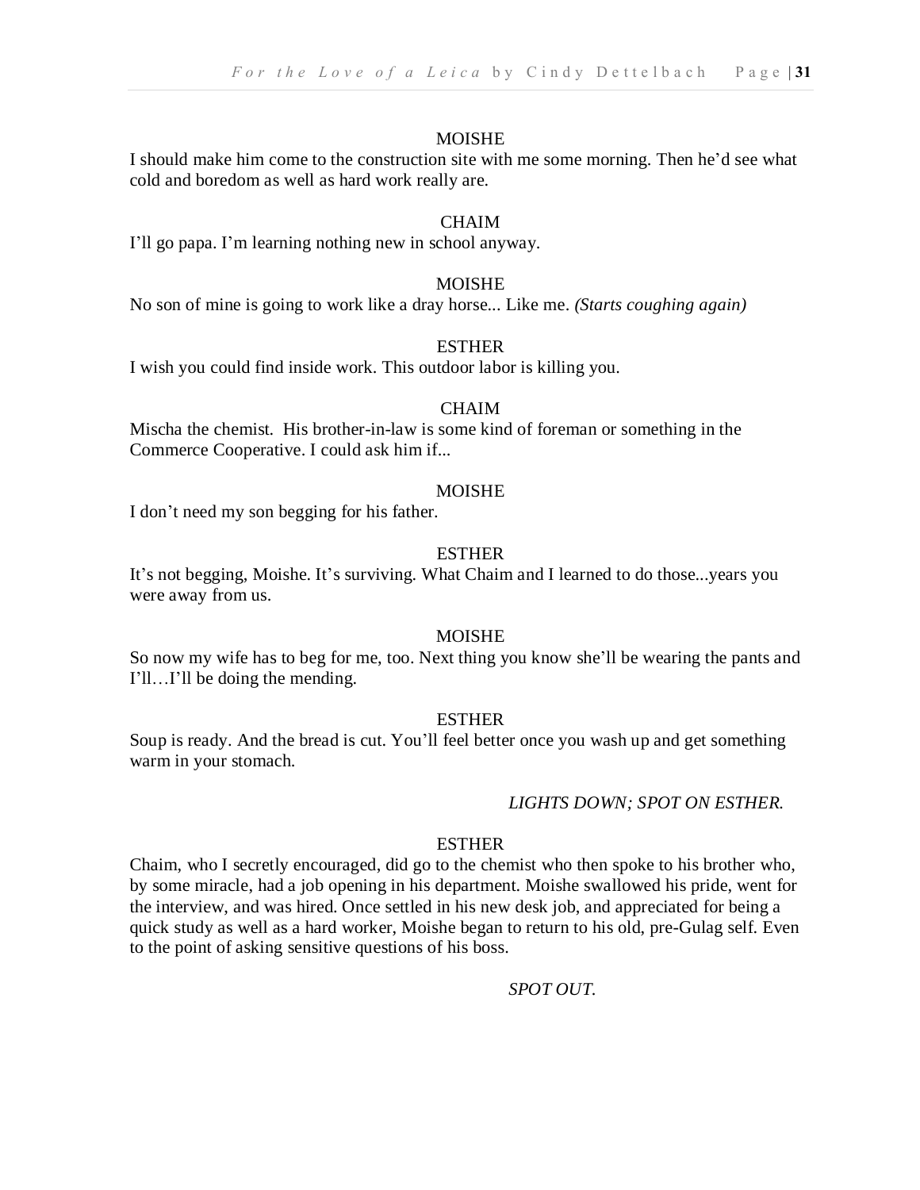MOISHE

I should make him come to the construction site with me some morning. Then he'd see what cold and boredom as well as hard work really are.

CHAIM

I'll go papa. I'm learning nothing new in school anyway.

MOISHE

No son of mine is going to work like a dray horse... Like me. *(Starts coughing again)*

ESTHER

I wish you could find inside work. This outdoor labor is killing you.

CHAIM

Mischa the chemist. His brother-in-law is some kind of foreman or something in the Commerce Cooperative. I could ask him if...

MOISHE

I don't need my son begging for his father.

ESTHER

It's not begging, Moishe. It's surviving. What Chaim and I learned to do those...years you were away from us.

MOISHE

So now my wife has to beg for me, too. Next thing you know she'll be wearing the pants and I'll…I'll be doing the mending.

ESTHER

Soup is ready. And the bread is cut. You'll feel better once you wash up and get something warm in your stomach.

*LIGHTS DOWN; SPOT ON ESTHER.*

ESTHER

Chaim, who I secretly encouraged, did go to the chemist who then spoke to his brother who, by some miracle, had a job opening in his department. Moishe swallowed his pride, went for the interview, and was hired. Once settled in his new desk job, and appreciated for being a quick study as well as a hard worker, Moishe began to return to his old, pre-Gulag self. Even to the point of asking sensitive questions of his boss.

*SPOT OUT.*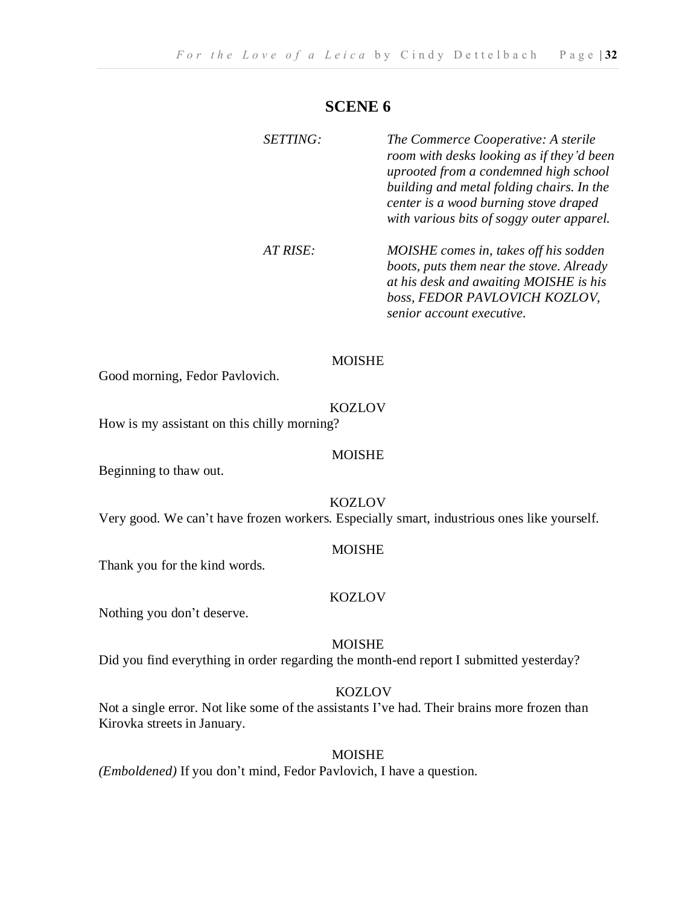## SCENE 6

*SETTING:* *The Commerce Cooperative: A sterile room with desks looking as if they'd been uprooted from a condemned high school building and metal folding chairs. In the center is a wood burning stove draped with various bits of soggy outer apparel.*

*AT RISE:* *MOISHE comes in, takes off his sodden boots, puts them near the stove. Already at his desk and awaiting MOISHE is his boss, FEDOR PAVLOVICH KOZLOV, senior account executive.*

MOISHE

Good morning, Fedor Pavlovich.

KOZLOV

How is my assistant on this chilly morning?

MOISHE

Beginning to thaw out.

KOZLOV

Very good. We can't have frozen workers. Especially smart, industrious ones like yourself.

MOISHE

Thank you for the kind words.

KOZLOV

Nothing you don't deserve.

MOISHE

Did you find everything in order regarding the month-end report I submitted yesterday?

KOZLOV

Not a single error. Not like some of the assistants I've had. Their brains more frozen than Kirovka streets in January.

MOISHE

*(Emboldened)* If you don't mind, Fedor Pavlovich, I have a question.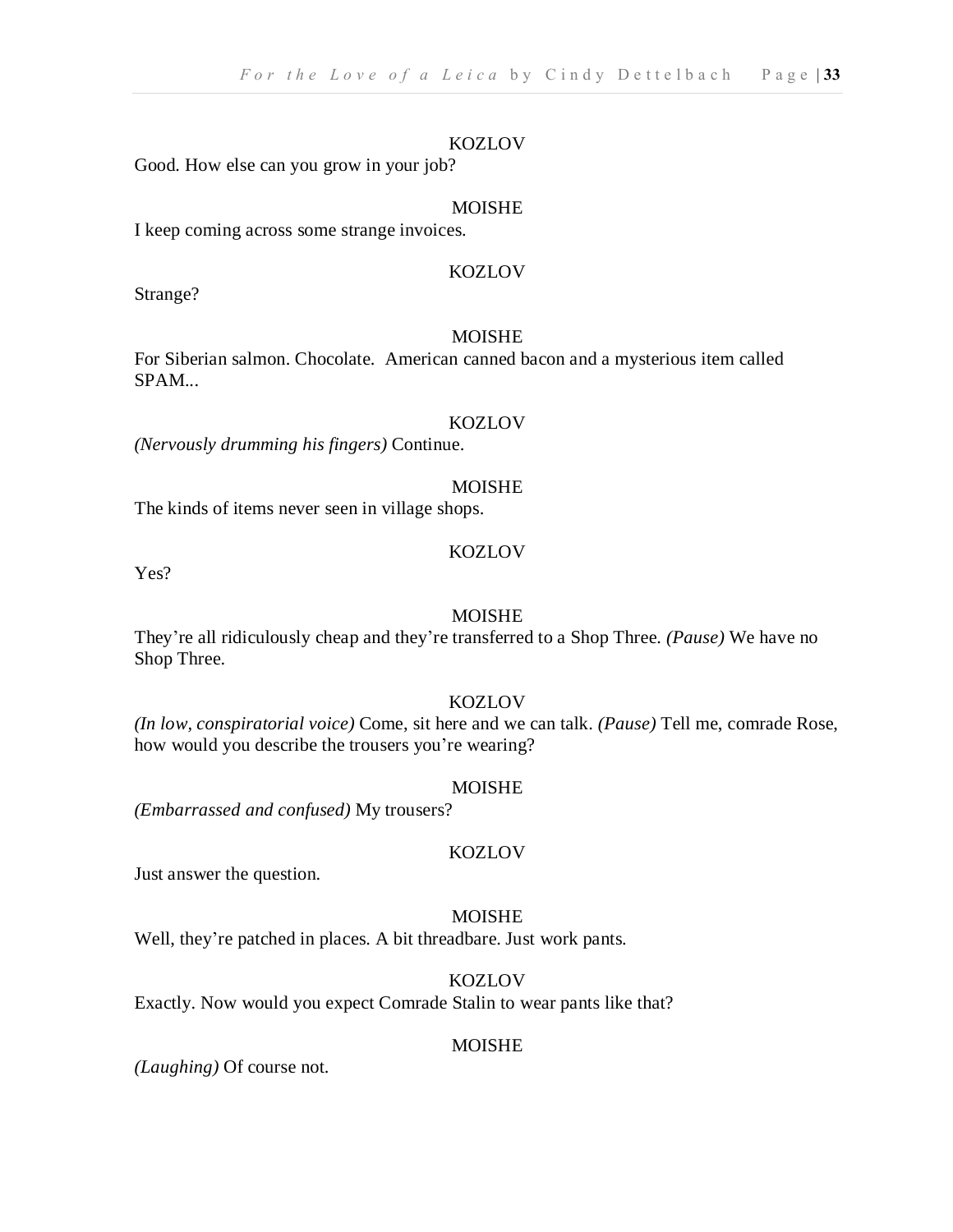KOZLOV

Good. How else can you grow in your job?

MOISHE

I keep coming across some strange invoices.

KOZLOV

Strange?

MOISHE

For Siberian salmon. Chocolate. American canned bacon and a mysterious item called SPAM...

KOZLOV

*(Nervously drumming his fingers)* Continue.

MOISHE

The kinds of items never seen in village shops.

KOZLOV

Yes?

MOISHE

They're all ridiculously cheap and they're transferred to a Shop Three. *(Pause)* We have no Shop Three.

KOZLOV

*(In low, conspiratorial voice)* Come, sit here and we can talk. *(Pause)* Tell me, comrade Rose, how would you describe the trousers you're wearing?

MOISHE

*(Embarrassed and confused)* My trousers?

KOZLOV

Just answer the question.

MOISHE

Well, they're patched in places. A bit threadbare. Just work pants.

KOZLOV

Exactly. Now would you expect Comrade Stalin to wear pants like that?

MOISHE

*(Laughing)* Of course not.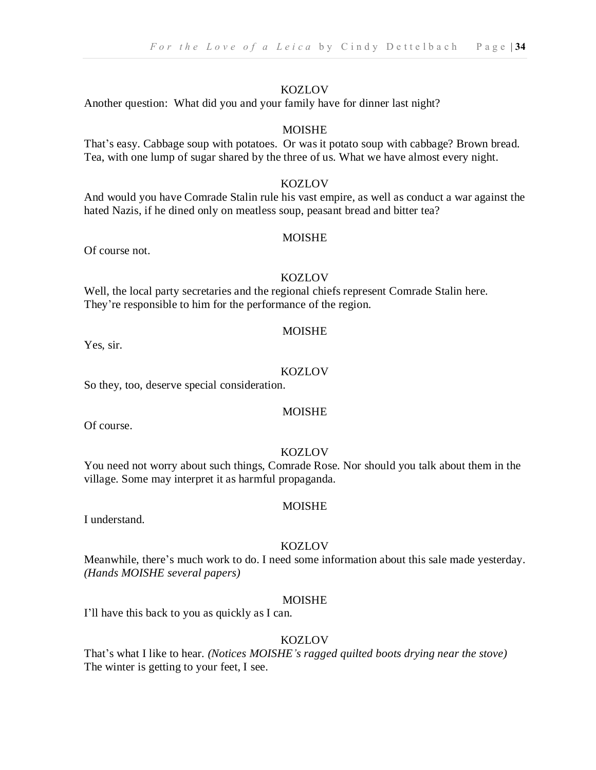KOZLOV

Another question: What did you and your family have for dinner last night?

MOISHE

That's easy. Cabbage soup with potatoes. Or was it potato soup with cabbage? Brown bread. Tea, with one lump of sugar shared by the three of us. What we have almost every night.

KOZLOV

And would you have Comrade Stalin rule his vast empire, as well as conduct a war against the hated Nazis, if he dined only on meatless soup, peasant bread and bitter tea?

MOISHE

Of course not.

KOZLOV

Well, the local party secretaries and the regional chiefs represent Comrade Stalin here. They're responsible to him for the performance of the region.

MOISHE

Yes, sir.

KOZLOV

So they, too, deserve special consideration.

MOISHE

Of course.

KOZLOV

You need not worry about such things, Comrade Rose. Nor should you talk about them in the village. Some may interpret it as harmful propaganda.

MOISHE

I understand.

KOZLOV

Meanwhile, there's much work to do. I need some information about this sale made yesterday. *(Hands MOISHE several papers)*

MOISHE

I'll have this back to you as quickly as I can.

KOZLOV

That's what I like to hear. *(Notices MOISHE's ragged quilted boots drying near the stove)* The winter is getting to your feet, I see.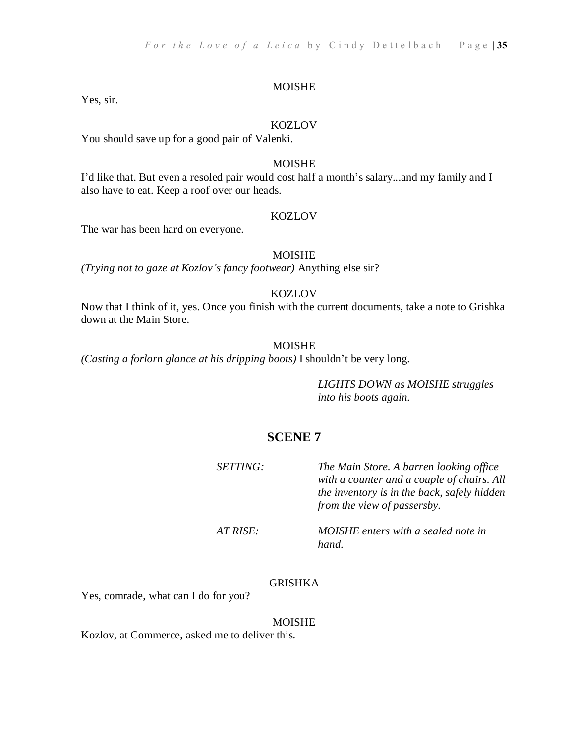MOISHE

Yes, sir.

KOZLOV

You should save up for a good pair of Valenki.

MOISHE

I'd like that. But even a resoled pair would cost half a month's salary...and my family and I also have to eat. Keep a roof over our heads.

KOZLOV

The war has been hard on everyone.

MOISHE

*(Trying not to gaze at Kozlov's fancy footwear)* Anything else sir?

KOZLOV

Now that I think of it, yes. Once you finish with the current documents, take a note to Grishka down at the Main Store.

MOISHE

*(Casting a forlorn glance at his dripping boots)* I shouldn't be very long.

*LIGHTS DOWN as MOISHE struggles into his boots again.*

## SCENE 7

*SETTING:* *The Main Store. A barren looking office with a counter and a couple of chairs. All the inventory is in the back, safely hidden from the view of passersby.*

*AT RISE:* *MOISHE enters with a sealed note in hand.*

GRISHKA

Yes, comrade, what can I do for you?

MOISHE

Kozlov, at Commerce, asked me to deliver this.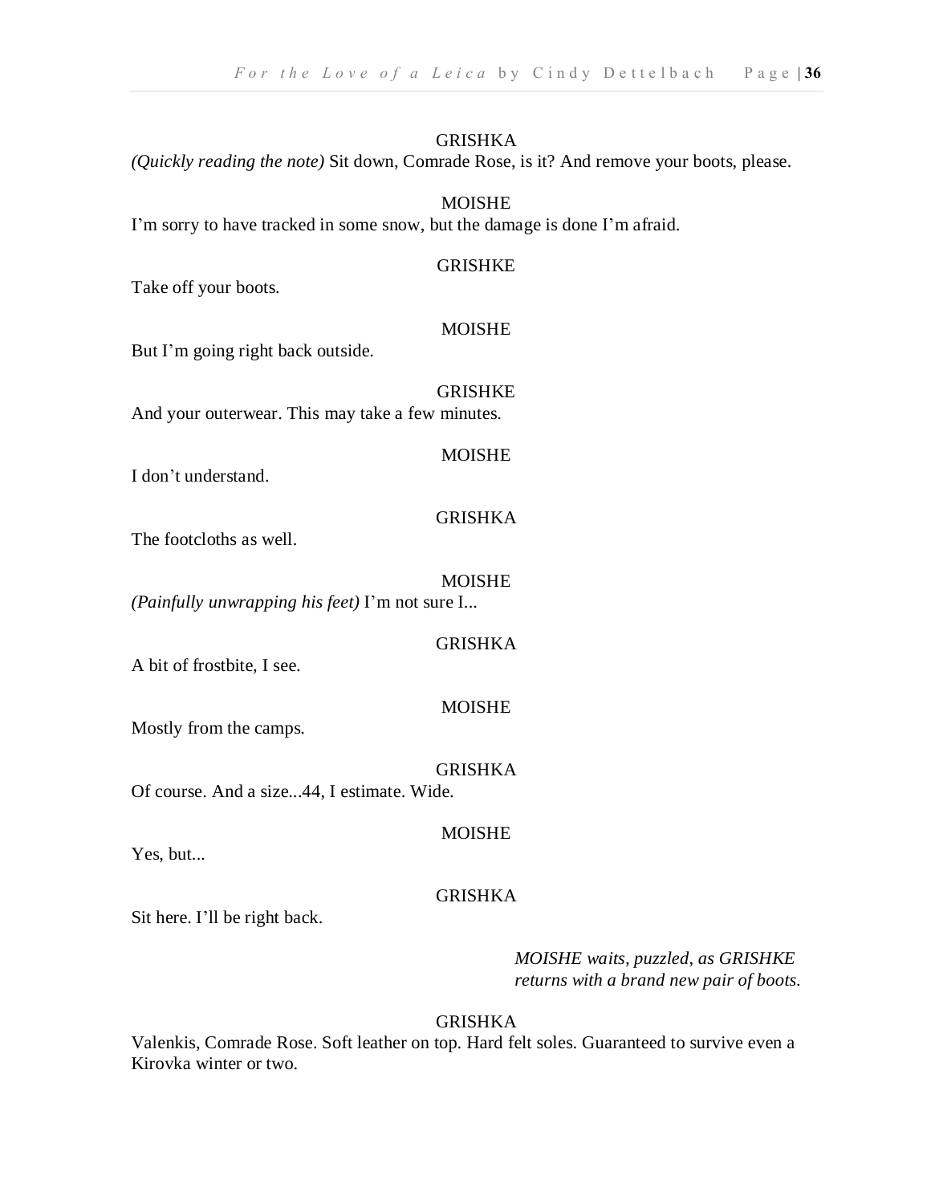GRISHKA

*(Quickly reading the note)* Sit down, Comrade Rose, is it? And remove your boots, please.

MOISHE

I'm sorry to have tracked in some snow, but the damage is done I'm afraid.

GRISHKE

Take off your boots.

MOISHE

But I'm going right back outside.

GRISHKE

And your outerwear. This may take a few minutes.

MOISHE

I don't understand.

GRISHKA

The footcloths as well.

MOISHE

*(Painfully unwrapping his feet)* I'm not sure I...

GRISHKA

A bit of frostbite, I see.

MOISHE

Mostly from the camps.

GRISHKA

Of course. And a size...44, I estimate. Wide.

MOISHE

Yes, but...

GRISHKA

Sit here. I'll be right back.

*MOISHE waits, puzzled, as GRISHKE returns with a brand new pair of boots.*

GRISHKA

Valenkis, Comrade Rose. Soft leather on top. Hard felt soles. Guaranteed to survive even a Kirovka winter or two.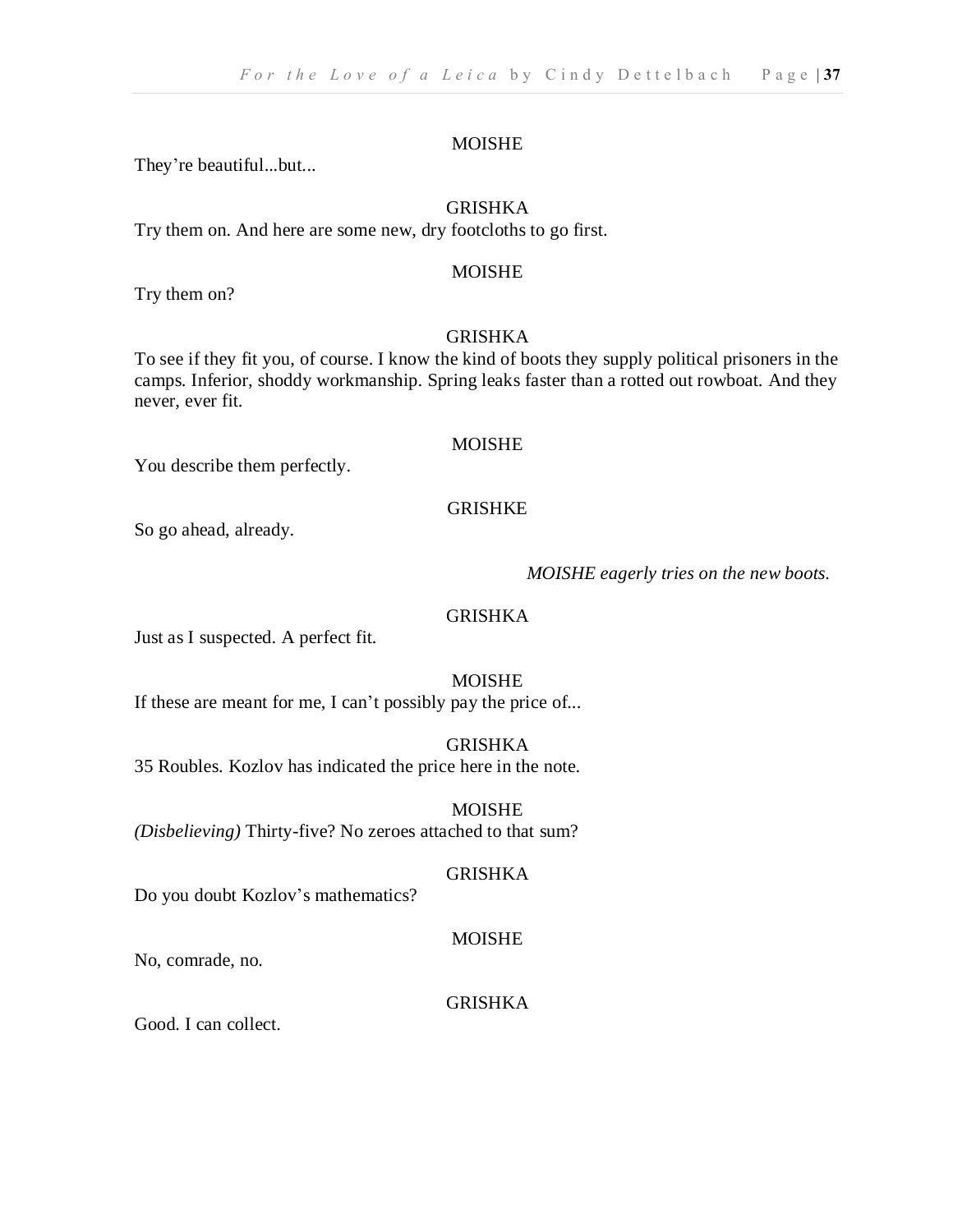MOISHE

They're beautiful...but...

GRISHKA

Try them on. And here are some new, dry footcloths to go first.

MOISHE

Try them on?

GRISHKA

To see if they fit you, of course. I know the kind of boots they supply political prisoners in the camps. Inferior, shoddy workmanship. Spring leaks faster than a rotted out rowboat. And they never, ever fit.

MOISHE

You describe them perfectly.

GRISHKE

So go ahead, already.

*MOISHE eagerly tries on the new boots.*

GRISHKA

Just as I suspected. A perfect fit.

MOISHE

If these are meant for me, I can't possibly pay the price of...

GRISHKA

35 Roubles. Kozlov has indicated the price here in the note.

MOISHE

*(Disbelieving)* Thirty-five? No zeroes attached to that sum?

GRISHKA

Do you doubt Kozlov's mathematics?

MOISHE

No, comrade, no.

GRISHKA

Good. I can collect.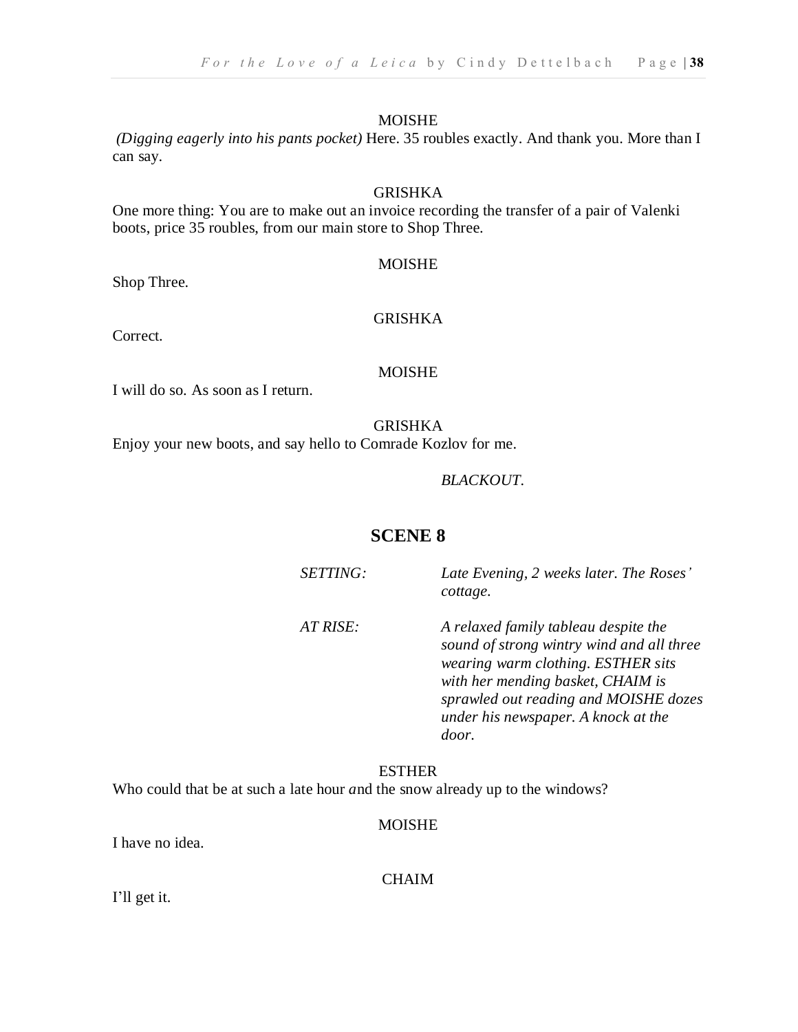MOISHE

*(Digging eagerly into his pants pocket)* Here. 35 roubles exactly. And thank you. More than I can say.

GRISHKA

One more thing: You are to make out an invoice recording the transfer of a pair of Valenki boots, price 35 roubles, from our main store to Shop Three.

MOISHE

Shop Three.

GRISHKA

Correct.

MOISHE

I will do so. As soon as I return.

GRISHKA

Enjoy your new boots, and say hello to Comrade Kozlov for me.

*BLACKOUT.*

## SCENE 8

*SETTING:* *Late Evening, 2 weeks later. The Roses' cottage.*

*AT RISE:* *A relaxed family tableau despite the sound of strong wintry wind and all three wearing warm clothing. ESTHER sits with her mending basket, CHAIM is sprawled out reading and MOISHE dozes under his newspaper. A knock at the door.*

ESTHER

Who could that be at such a late hour *a*nd the snow already up to the windows?

MOISHE

I have no idea.

CHAIM

I'll get it.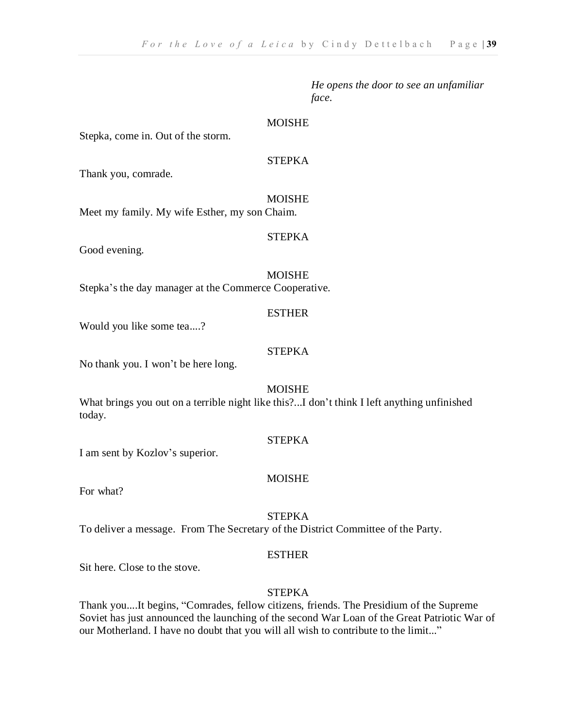*He opens the door to see an unfamiliar face.*

MOISHE

Stepka, come in. Out of the storm.

STEPKA

Thank you, comrade.

MOISHE

Meet my family. My wife Esther, my son Chaim.

STEPKA

Good evening.

MOISHE

Stepka's the day manager at the Commerce Cooperative.

ESTHER

Would you like some tea....?

STEPKA

No thank you. I won't be here long.

MOISHE

What brings you out on a terrible night like this?...I don't think I left anything unfinished today.

STEPKA

I am sent by Kozlov's superior.

MOISHE

For what?

STEPKA

To deliver a message. From The Secretary of the District Committee of the Party.

ESTHER

Sit here. Close to the stove.

STEPKA

Thank you....It begins, "Comrades, fellow citizens, friends. The Presidium of the Supreme Soviet has just announced the launching of the second War Loan of the Great Patriotic War of our Motherland. I have no doubt that you will all wish to contribute to the limit..."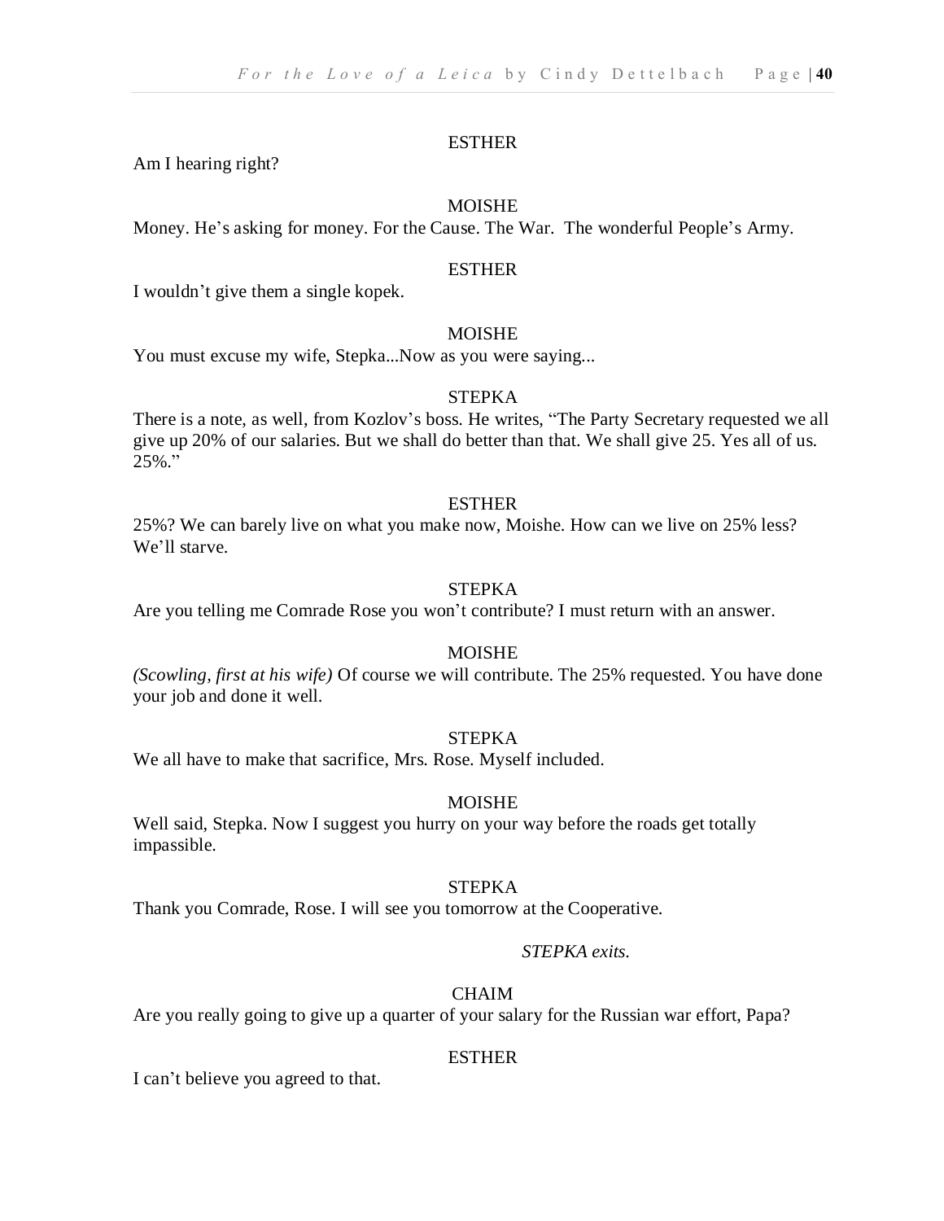ESTHER

Am I hearing right?

MOISHE

Money. He's asking for money. For the Cause. The War.  The wonderful People's Army.

ESTHER

I wouldn't give them a single kopek.

MOISHE

You must excuse my wife, Stepka...Now as you were saying...

STEPKA

There is a note, as well, from Kozlov's boss. He writes, "The Party Secretary requested we all give up 20% of our salaries. But we shall do better than that. We shall give 25. Yes all of us. 25%."

ESTHER

25%? We can barely live on what you make now, Moishe. How can we live on 25% less? We'll starve.

STEPKA

Are you telling me Comrade Rose you won't contribute? I must return with an answer.

MOISHE

*(Scowling, first at his wife)* Of course we will contribute. The 25% requested. You have done your job and done it well.

STEPKA

We all have to make that sacrifice, Mrs. Rose. Myself included.

MOISHE

Well said, Stepka. Now I suggest you hurry on your way before the roads get totally impassible.

STEPKA

Thank you Comrade, Rose. I will see you tomorrow at the Cooperative.

*STEPKA exits.*

CHAIM

Are you really going to give up a quarter of your salary for the Russian war effort, Papa?

ESTHER

I can't believe you agreed to that.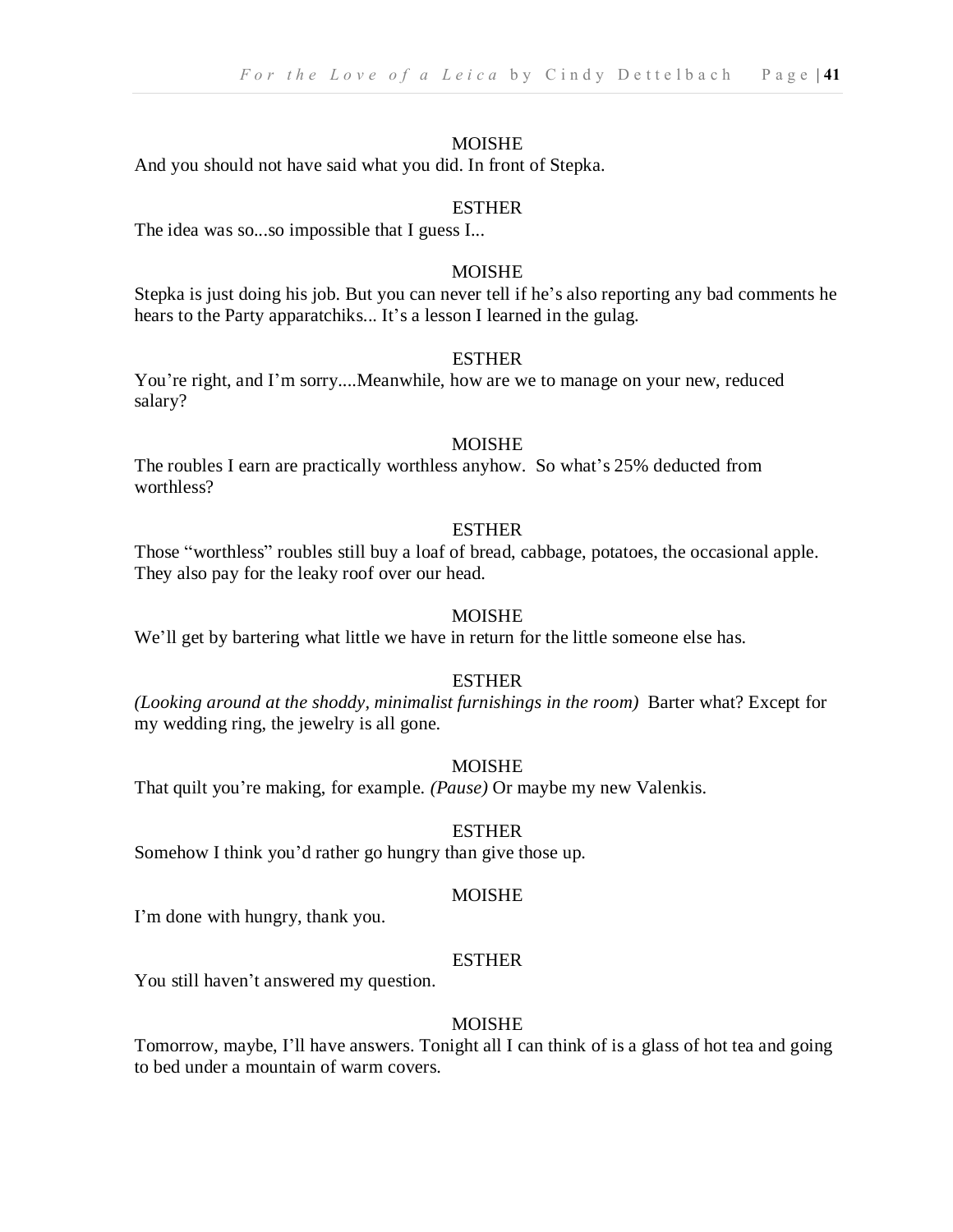MOISHE

And you should not have said what you did. In front of Stepka.

ESTHER

The idea was so...so impossible that I guess I...

MOISHE

Stepka is just doing his job. But you can never tell if he's also reporting any bad comments he hears to the Party apparatchiks... It's a lesson I learned in the gulag.

ESTHER

You're right, and I'm sorry....Meanwhile, how are we to manage on your new, reduced salary?

MOISHE

The roubles I earn are practically worthless anyhow. So what's 25% deducted from worthless?

ESTHER

Those "worthless" roubles still buy a loaf of bread, cabbage, potatoes, the occasional apple. They also pay for the leaky roof over our head.

MOISHE

We'll get by bartering what little we have in return for the little someone else has.

ESTHER

*(Looking around at the shoddy, minimalist furnishings in the room)* Barter what? Except for my wedding ring, the jewelry is all gone.

MOISHE

That quilt you're making, for example. *(Pause)* Or maybe my new Valenkis.

ESTHER

Somehow I think you'd rather go hungry than give those up.

MOISHE

I'm done with hungry, thank you.

ESTHER

You still haven't answered my question.

MOISHE

Tomorrow, maybe, I'll have answers. Tonight all I can think of is a glass of hot tea and going to bed under a mountain of warm covers.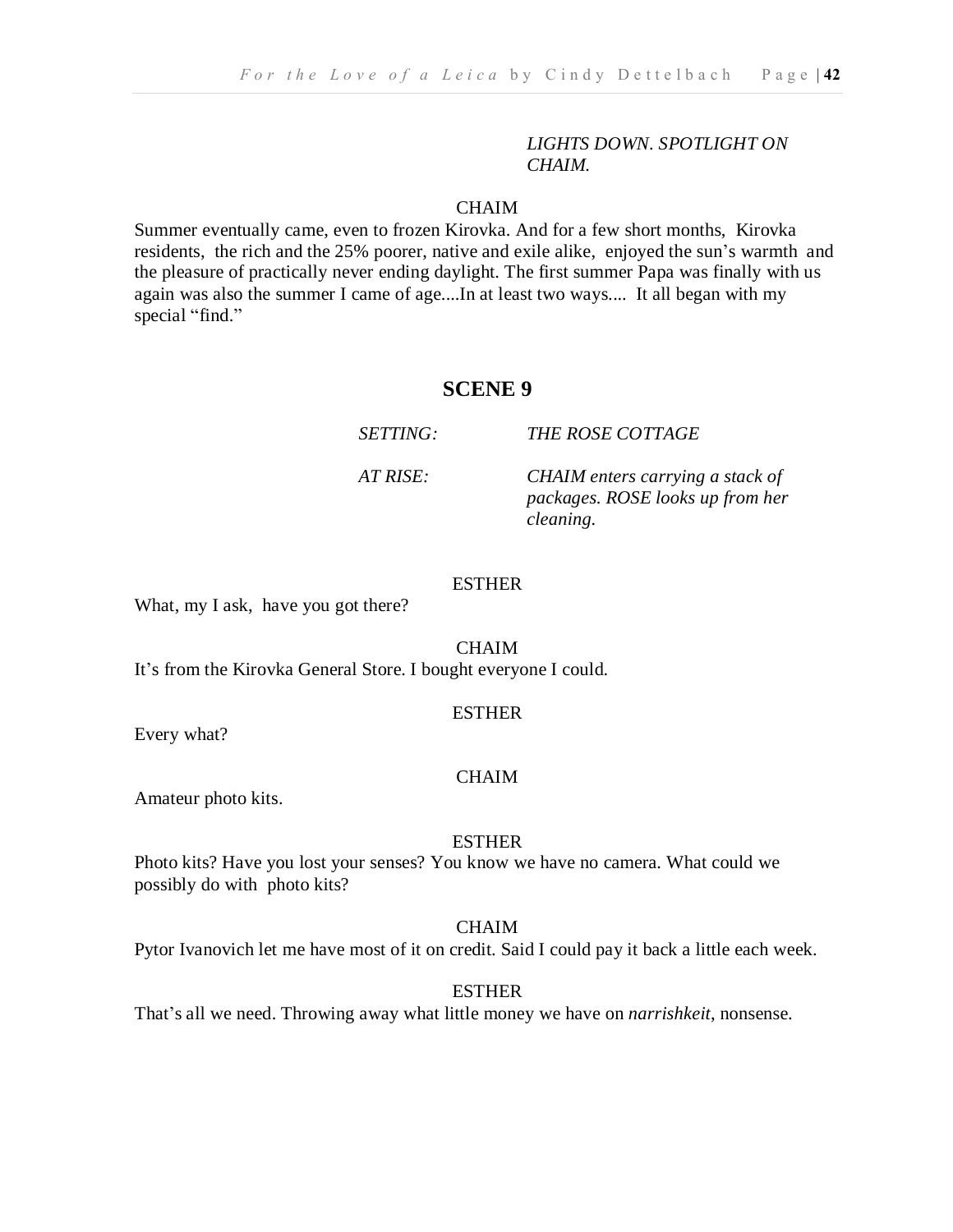*LIGHTS DOWN. SPOTLIGHT ON CHAIM.*

CHAIM

Summer eventually came, even to frozen Kirovka. And for a few short months, Kirovka residents, the rich and the 25% poorer, native and exile alike, enjoyed the sun's warmth and the pleasure of practically never ending daylight. The first summer Papa was finally with us again was also the summer I came of age....In at least two ways.... It all began with my special "find."

## SCENE 9

*SETTING:* *THE ROSE COTTAGE*

*AT RISE:* *CHAIM enters carrying a stack of packages. ROSE looks up from her cleaning.*

ESTHER

What, my I ask, have you got there?

CHAIM

It's from the Kirovka General Store. I bought everyone I could.

ESTHER

Every what?

CHAIM

Amateur photo kits.

ESTHER

Photo kits? Have you lost your senses? You know we have no camera. What could we possibly do with photo kits?

CHAIM

Pytor Ivanovich let me have most of it on credit. Said I could pay it back a little each week.

ESTHER

That's all we need. Throwing away what little money we have on *narrishkeit*, nonsense.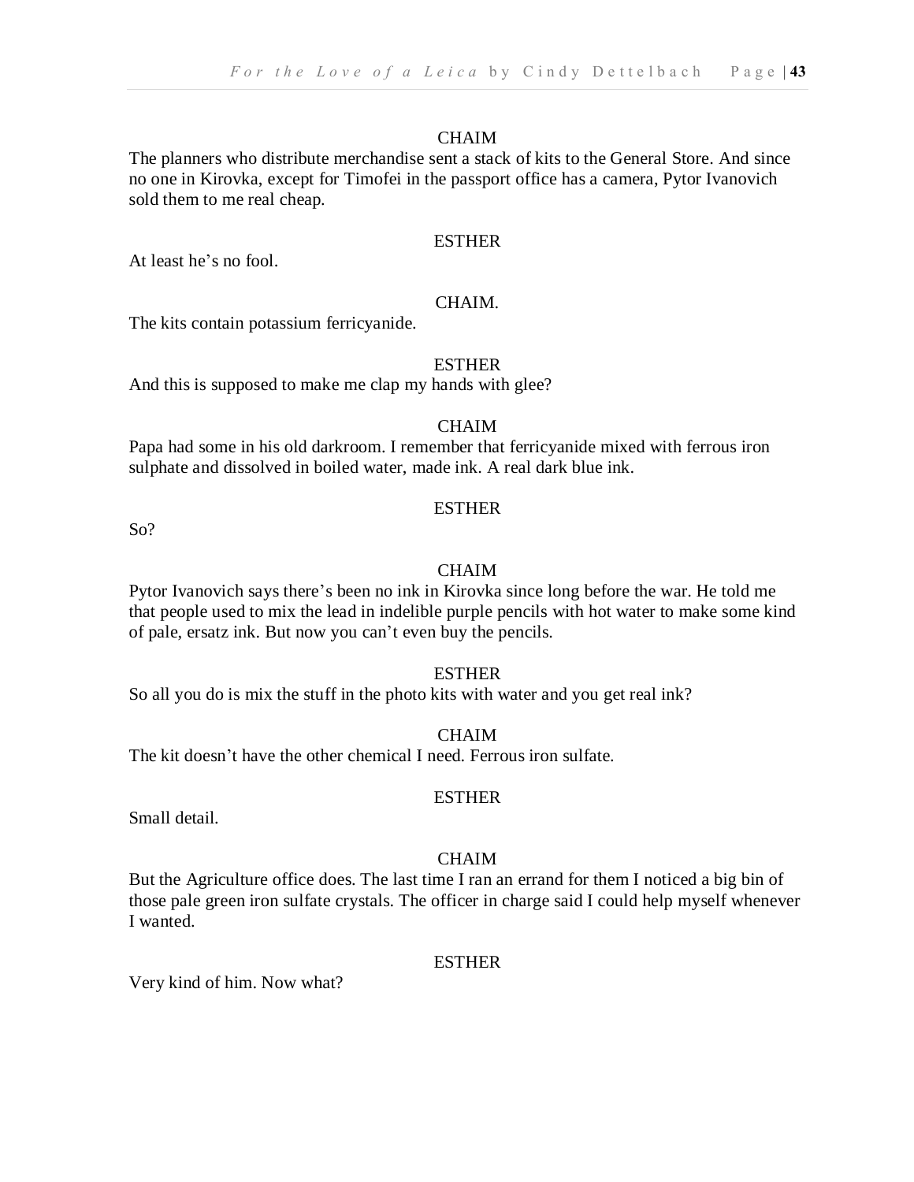CHAIM

The planners who distribute merchandise sent a stack of kits to the General Store. And since no one in Kirovka, except for Timofei in the passport office has a camera, Pytor Ivanovich sold them to me real cheap.

ESTHER

At least he's no fool.

CHAIM.

The kits contain potassium ferricyanide.

ESTHER

And this is supposed to make me clap my hands with glee?

CHAIM

Papa had some in his old darkroom. I remember that ferricyanide mixed with ferrous iron sulphate and dissolved in boiled water, made ink. A real dark blue ink.

ESTHER

So?

CHAIM

Pytor Ivanovich says there's been no ink in Kirovka since long before the war. He told me that people used to mix the lead in indelible purple pencils with hot water to make some kind of pale, ersatz ink. But now you can't even buy the pencils.

ESTHER

So all you do is mix the stuff in the photo kits with water and you get real ink?

CHAIM

The kit doesn't have the other chemical I need. Ferrous iron sulfate.

ESTHER

Small detail.

CHAIM

But the Agriculture office does. The last time I ran an errand for them I noticed a big bin of those pale green iron sulfate crystals. The officer in charge said I could help myself whenever I wanted.

ESTHER

Very kind of him. Now what?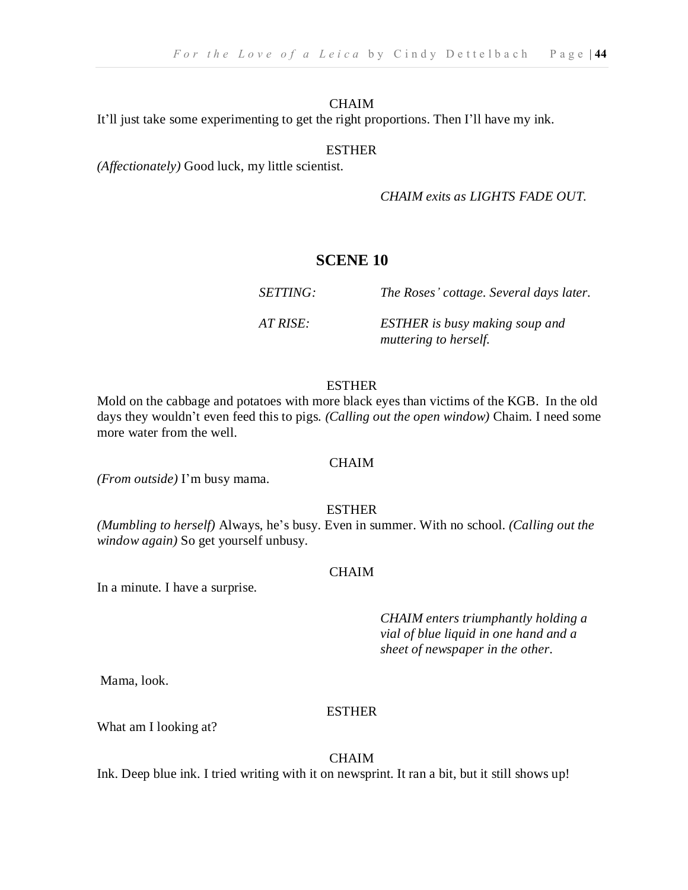CHAIM

It'll just take some experimenting to get the right proportions. Then I'll have my ink.

ESTHER

*(Affectionately)* Good luck, my little scientist.

*CHAIM exits as LIGHTS FADE OUT.*

## SCENE 10

*SETTING:* *The Roses' cottage. Several days later.*

*AT RISE:* *ESTHER is busy making soup and muttering to herself.*

ESTHER

Mold on the cabbage and potatoes with more black eyes than victims of the KGB. In the old days they wouldn't even feed this to pigs. *(Calling out the open window)* Chaim. I need some more water from the well.

CHAIM

*(From outside)* I'm busy mama.

ESTHER

*(Mumbling to herself)* Always, he's busy. Even in summer. With no school. *(Calling out the window again)* So get yourself unbusy.

CHAIM

In a minute. I have a surprise.

*CHAIM enters triumphantly holding a vial of blue liquid in one hand and a sheet of newspaper in the other.*

Mama, look.

ESTHER

What am I looking at?

CHAIM

Ink. Deep blue ink. I tried writing with it on newsprint. It ran a bit, but it still shows up!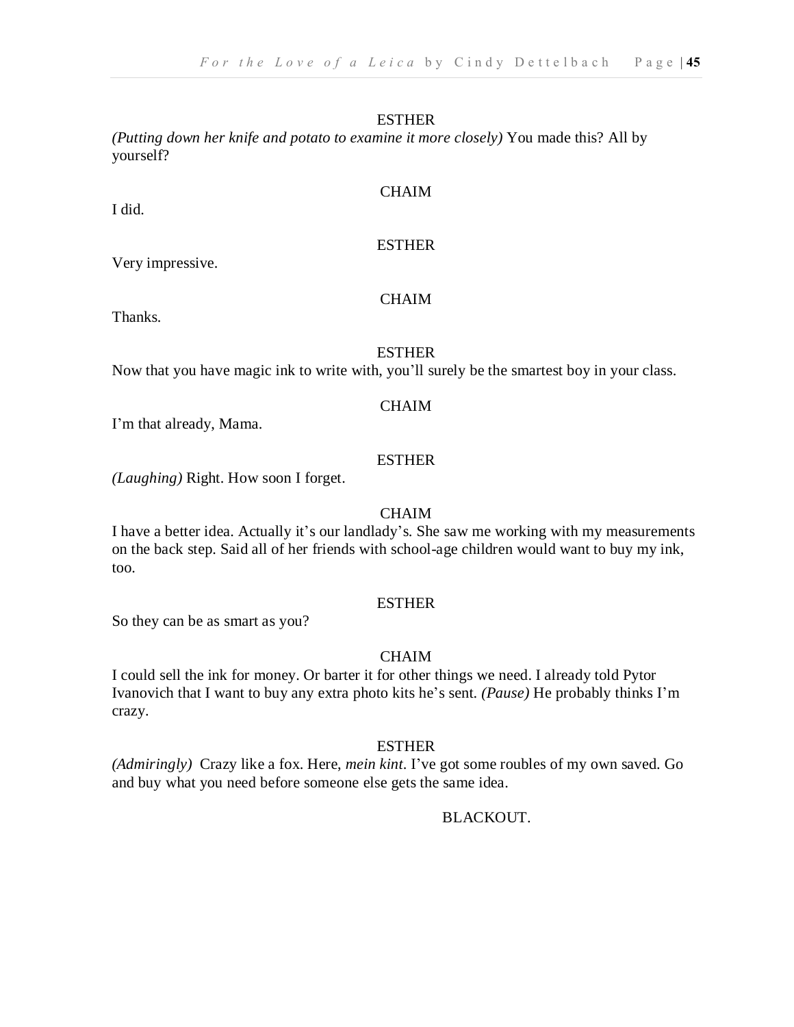ESTHER

*(Putting down her knife and potato to examine it more closely)* You made this? All by yourself?

CHAIM

I did.

ESTHER

Very impressive.

CHAIM

Thanks.

ESTHER

Now that you have magic ink to write with, you'll surely be the smartest boy in your class.

CHAIM

I'm that already, Mama.

ESTHER

*(Laughing)* Right. How soon I forget.

CHAIM

I have a better idea. Actually it's our landlady's. She saw me working with my measurements on the back step. Said all of her friends with school-age children would want to buy my ink, too.

ESTHER

So they can be as smart as you?

CHAIM

I could sell the ink for money. Or barter it for other things we need. I already told Pytor Ivanovich that I want to buy any extra photo kits he's sent. *(Pause)* He probably thinks I'm crazy.

ESTHER

*(Admiringly)* Crazy like a fox. Here, *mein kint*. I've got some roubles of my own saved. Go and buy what you need before someone else gets the same idea.

BLACKOUT.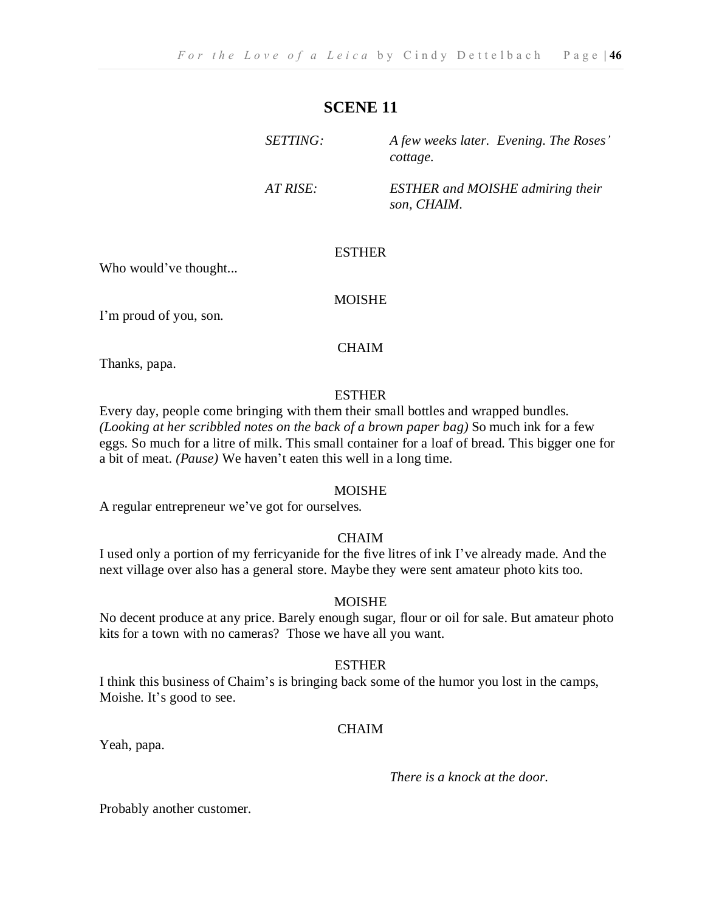## SCENE 11

*SETTING:* *A few weeks later. Evening. The Roses' cottage.*

*AT RISE:* *ESTHER and MOISHE admiring their son, CHAIM.*

ESTHER

Who would've thought...

MOISHE

I'm proud of you, son.

CHAIM

Thanks, papa.

ESTHER

Every day, people come bringing with them their small bottles and wrapped bundles. *(Looking at her scribbled notes on the back of a brown paper bag)* So much ink for a few eggs. So much for a litre of milk. This small container for a loaf of bread. This bigger one for a bit of meat. *(Pause)* We haven't eaten this well in a long time.

MOISHE

A regular entrepreneur we've got for ourselves.

CHAIM

I used only a portion of my ferricyanide for the five litres of ink I've already made. And the next village over also has a general store. Maybe they were sent amateur photo kits too.

MOISHE

No decent produce at any price. Barely enough sugar, flour or oil for sale. But amateur photo kits for a town with no cameras? Those we have all you want.

ESTHER

I think this business of Chaim's is bringing back some of the humor you lost in the camps, Moishe. It's good to see.

CHAIM

Yeah, papa.

*There is a knock at the door.*

Probably another customer.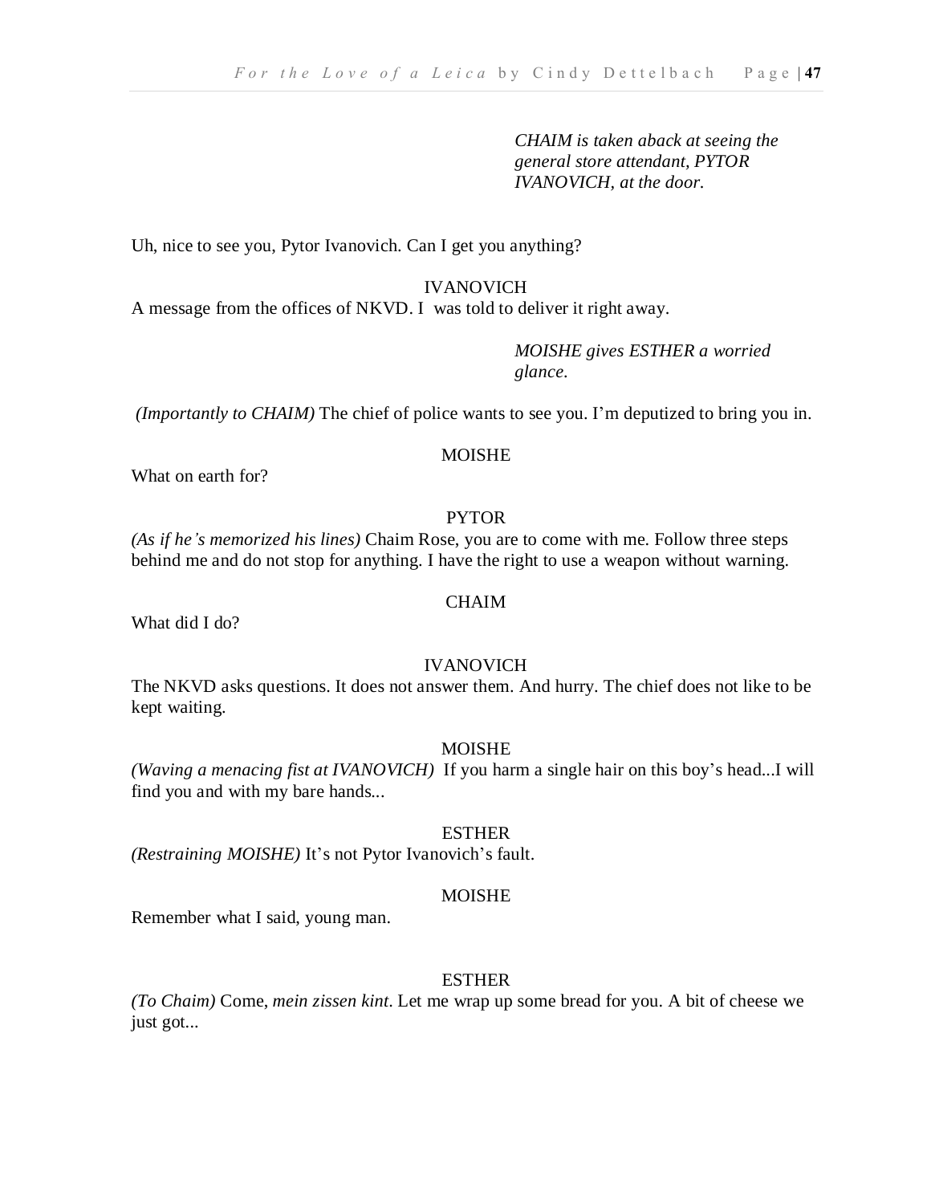*CHAIM is taken aback at seeing the general store attendant, PYTOR IVANOVICH, at the door.*

Uh, nice to see you, Pytor Ivanovich. Can I get you anything?

IVANOVICH

A message from the offices of NKVD. I was told to deliver it right away.

*MOISHE gives ESTHER a worried glance.*

*(Importantly to CHAIM)* The chief of police wants to see you. I'm deputized to bring you in.

MOISHE

What on earth for?

PYTOR

*(As if he's memorized his lines)* Chaim Rose, you are to come with me. Follow three steps behind me and do not stop for anything. I have the right to use a weapon without warning.

CHAIM

What did I do?

IVANOVICH

The NKVD asks questions. It does not answer them. And hurry. The chief does not like to be kept waiting.

MOISHE

*(Waving a menacing fist at IVANOVICH)* If you harm a single hair on this boy's head...I will find you and with my bare hands...

ESTHER

*(Restraining MOISHE)* It's not Pytor Ivanovich's fault.

MOISHE

Remember what I said, young man.

ESTHER

*(To Chaim)* Come, *mein zissen kint*. Let me wrap up some bread for you. A bit of cheese we just got...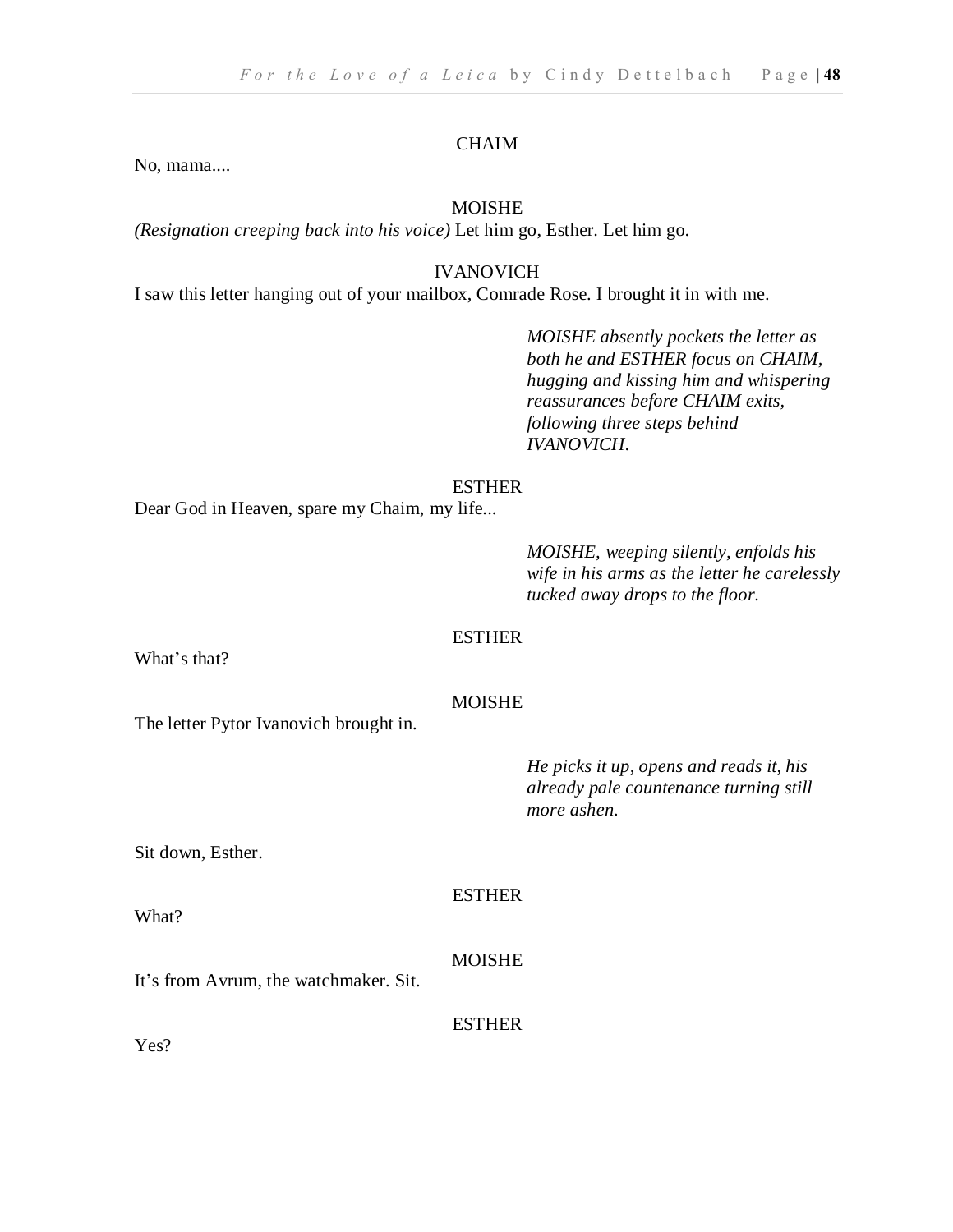CHAIM

No, mama....

MOISHE

*(Resignation creeping back into his voice)* Let him go, Esther. Let him go.

IVANOVICH

I saw this letter hanging out of your mailbox, Comrade Rose. I brought it in with me.

*MOISHE absently pockets the letter as both he and ESTHER focus on CHAIM, hugging and kissing him and whispering reassurances before CHAIM exits, following three steps behind IVANOVICH.*

ESTHER

Dear God in Heaven, spare my Chaim, my life...

*MOISHE, weeping silently, enfolds his wife in his arms as the letter he carelessly tucked away drops to the floor.*

ESTHER

What's that?

MOISHE

The letter Pytor Ivanovich brought in.

*He picks it up, opens and reads it, his already pale countenance turning still more ashen.*

Sit down, Esther.

ESTHER

What?

MOISHE

It's from Avrum, the watchmaker. Sit.

ESTHER

Yes?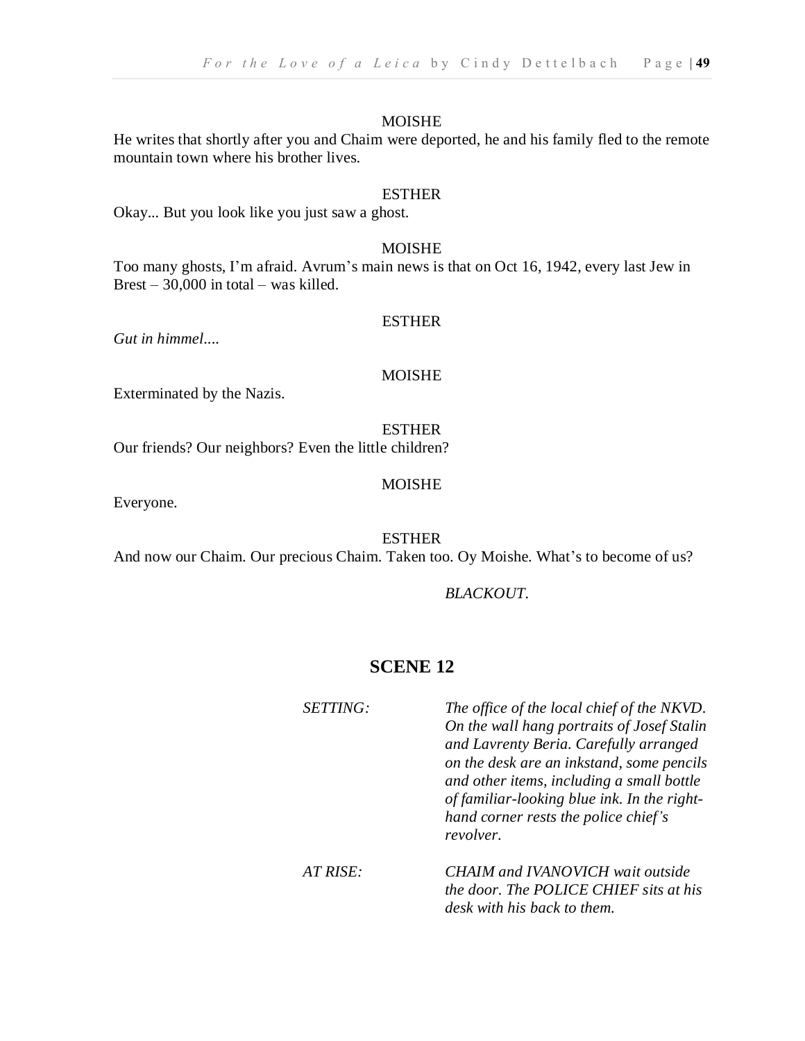MOISHE

He writes that shortly after you and Chaim were deported, he and his family fled to the remote mountain town where his brother lives.

ESTHER

Okay... But you look like you just saw a ghost.

MOISHE

Too many ghosts, I'm afraid. Avrum's main news is that on Oct 16, 1942, every last Jew in Brest – 30,000 in total – was killed.

ESTHER

*Gut in himmel....*

MOISHE

Exterminated by the Nazis.

ESTHER

Our friends? Our neighbors? Even the little children?

MOISHE

Everyone.

ESTHER

And now our Chaim. Our precious Chaim. Taken too. Oy Moishe. What's to become of us?

*BLACKOUT.*

## SCENE 12

*SETTING:* *The office of the local chief of the NKVD. On the wall hang portraits of Josef Stalin and Lavrenty Beria. Carefully arranged on the desk are an inkstand, some pencils and other items, including a small bottle of familiar-looking blue ink. In the right-hand corner rests the police chief's revolver.*

*AT RISE:* *CHAIM and IVANOVICH wait outside the door. The POLICE CHIEF sits at his desk with his back to them.*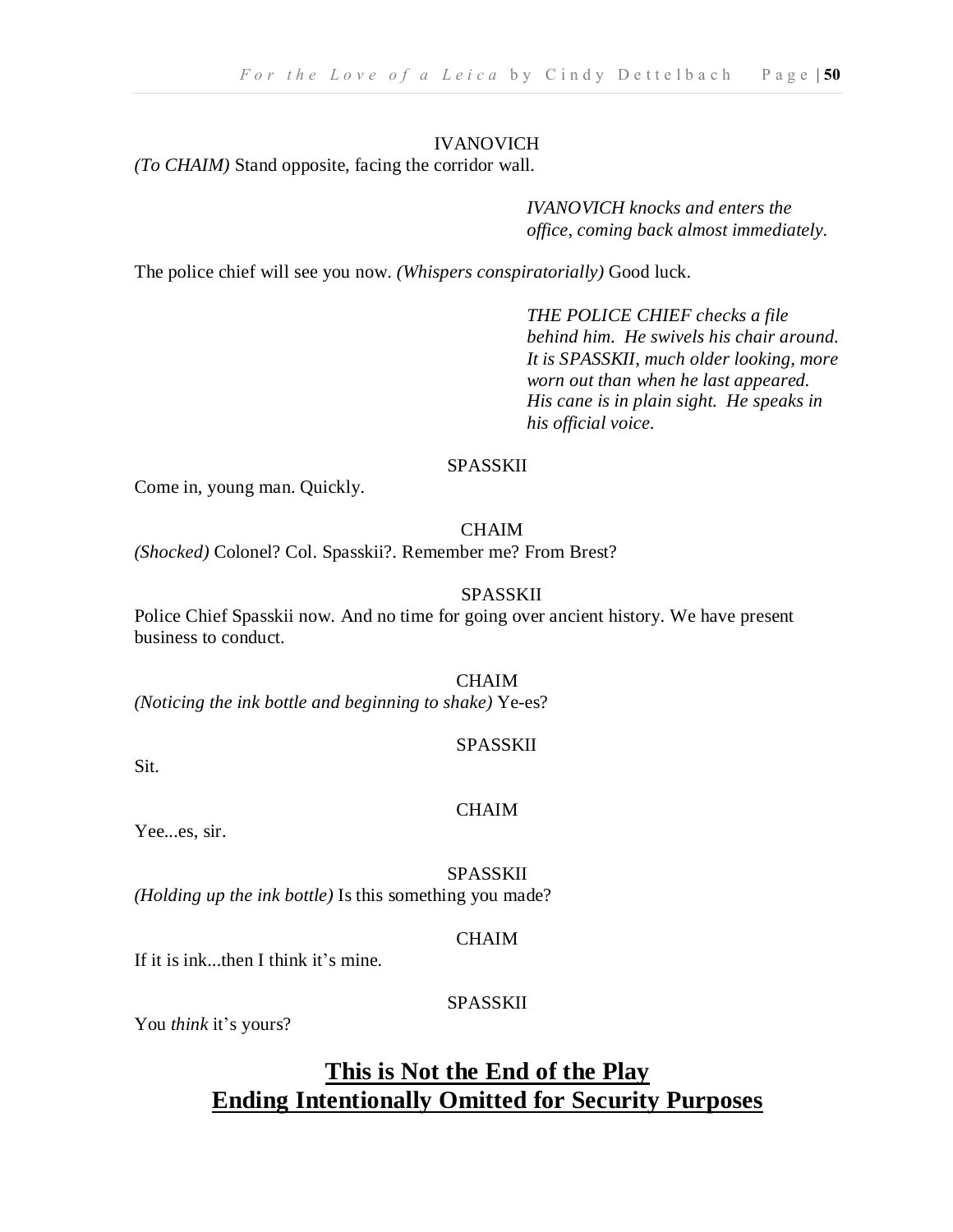IVANOVICH

*(To CHAIM)* Stand opposite, facing the corridor wall.

*IVANOVICH knocks and enters the office, coming back almost immediately.*

The police chief will see you now. *(Whispers conspiratorially)* Good luck.

*THE POLICE CHIEF checks a file behind him. He swivels his chair around. It is SPASSKII, much older looking, more worn out than when he last appeared. His cane is in plain sight. He speaks in his official voice.*

SPASSKII

Come in, young man. Quickly.

CHAIM

*(Shocked)* Colonel? Col. Spasskii?. Remember me? From Brest?

SPASSKII

Police Chief Spasskii now. And no time for going over ancient history. We have present business to conduct.

CHAIM

*(Noticing the ink bottle and beginning to shake)* Ye-es?

SPASSKII

Sit.

CHAIM

Yee...es, sir.

SPASSKII

*(Holding up the ink bottle)* Is this something you made?

CHAIM

If it is ink...then I think it's mine.

SPASSKII

You *think* it's yours?

## **This is Not the End of the Play**
## **Ending Intentionally Omitted for Security Purposes**